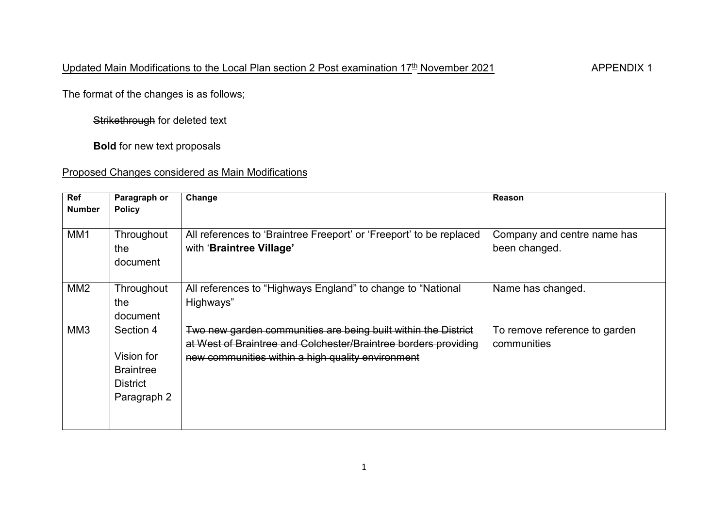Updated Main Modifications to the Local Plan section 2 Post examination 17th November 2021 APPENDIX 1

The format of the changes is as follows;

~~Strikethrough~~ for deleted text

**Bold** for new text proposals

Proposed Changes considered as Main Modifications

| Ref Number | Paragraph or Policy | Change | Reason |
|---|---|---|---|
| MM1 | Throughout the document | All references to 'Braintree Freeport' or 'Freeport' to be replaced with '**Braintree Village'** | Company and centre name has been changed. |
| MM2 | Throughout the document | All references to "Highways England" to change to "National Highways" | Name has changed. |
| MM3 | Section 4<br><br>Vision for Braintree District Paragraph 2 | ~~Two new garden communities are being built within the District at West of Braintree and Colchester/Braintree borders providing new communities within a high quality environment~~ | To remove reference to garden communities |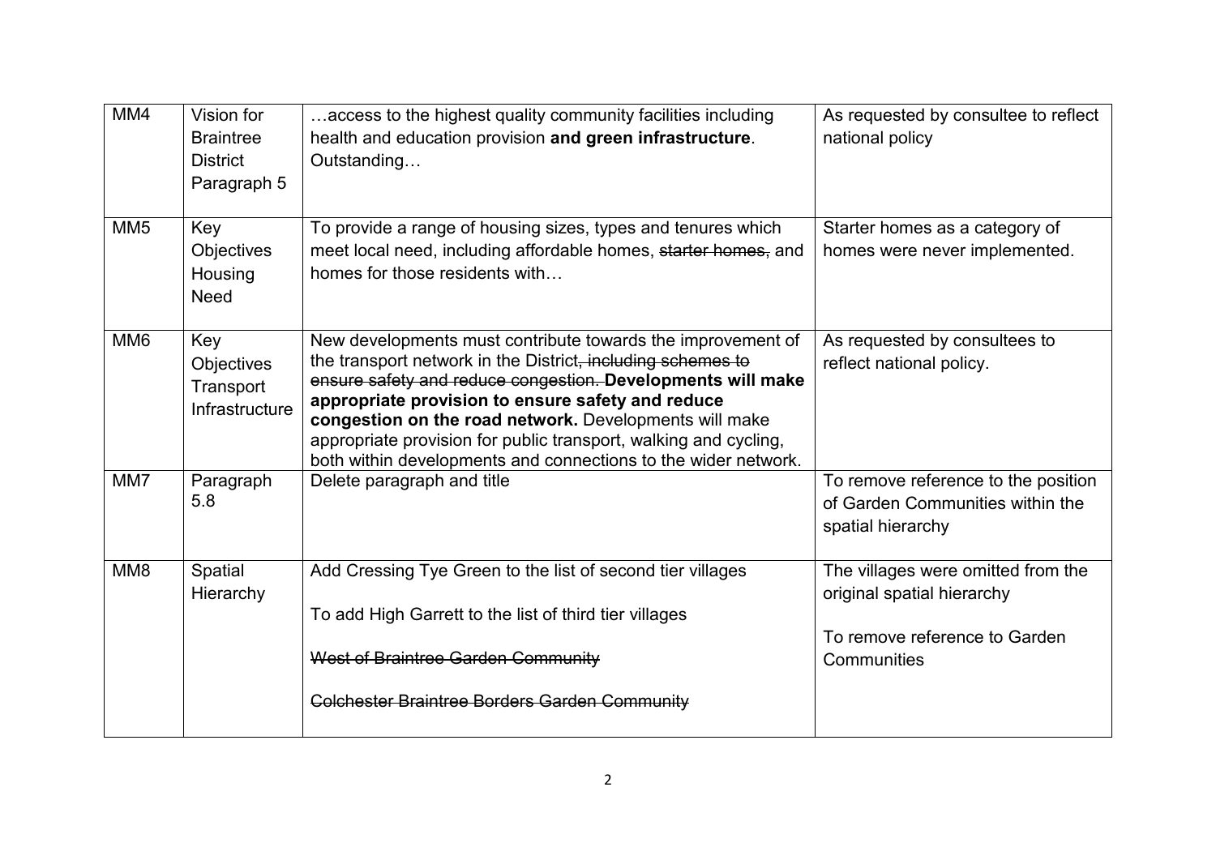| MM4 | Vision for Braintree District Paragraph 5 | …access to the highest quality community facilities including health and education provision **and green infrastructure**. Outstanding… | As requested by consultee to reflect national policy |
|---|---|---|---|
| MM5 | Key Objectives Housing Need | To provide a range of housing sizes, types and tenures which meet local need, including affordable homes, ~~starter homes,~~ and homes for those residents with… | Starter homes as a category of homes were never implemented. |
| MM6 | Key Objectives Transport Infrastructure | New developments must contribute towards the improvement of the transport network in the District~~, including schemes to ensure safety and reduce congestion.~~ **Developments will make appropriate provision to ensure safety and reduce congestion on the road network.** Developments will make appropriate provision for public transport, walking and cycling, both within developments and connections to the wider network. | As requested by consultees to reflect national policy. |
| MM7 | Paragraph 5.8 | Delete paragraph and title | To remove reference to the position of Garden Communities within the spatial hierarchy |
| MM8 | Spatial Hierarchy | Add Cressing Tye Green to the list of second tier villages<br><br>To add High Garrett to the list of third tier villages<br><br>~~West of Braintree Garden Community~~<br><br>~~Colchester Braintree Borders Garden Community~~ | The villages were omitted from the original spatial hierarchy<br><br>To remove reference to Garden Communities |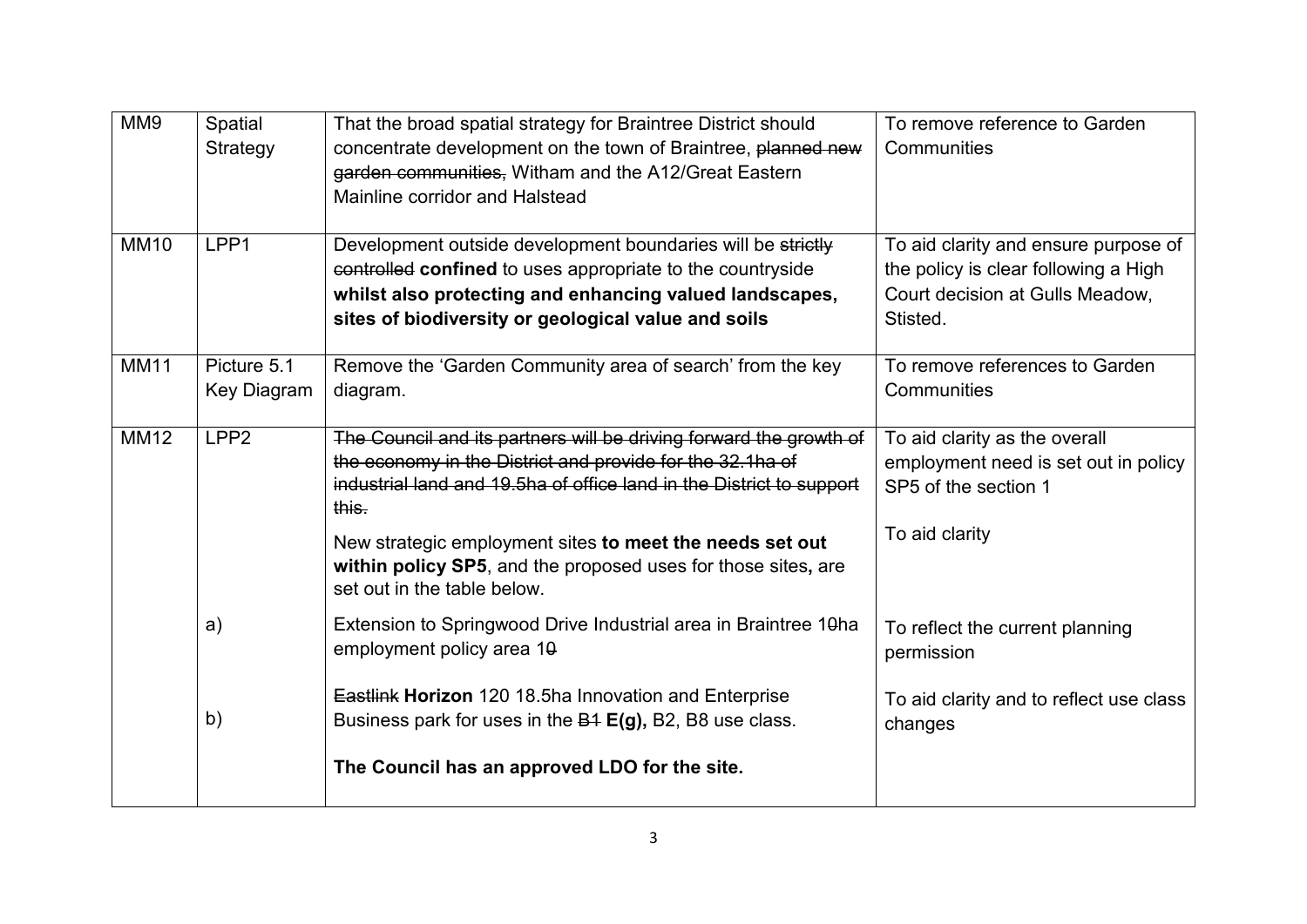| MM9 | Spatial Strategy | That the broad spatial strategy for Braintree District should concentrate development on the town of Braintree, ~~planned new garden communities,~~ Witham and the A12/Great Eastern Mainline corridor and Halstead | To remove reference to Garden Communities |
|---|---|---|---|
| MM10 | LPP1 | Development outside development boundaries will be ~~strictly controlled~~ **confined** to uses appropriate to the countryside **whilst also protecting and enhancing valued landscapes, sites of biodiversity or geological value and soils** | To aid clarity and ensure purpose of the policy is clear following a High Court decision at Gulls Meadow, Stisted. |
| MM11 | Picture 5.1 Key Diagram | Remove the 'Garden Community area of search' from the key diagram. | To remove references to Garden Communities |
| MM12 | LPP2 | ~~The Council and its partners will be driving forward the growth of the economy in the District and provide for the 32.1ha of industrial land and 19.5ha of office land in the District to support this.~~<br><br>New strategic employment sites **to meet the needs set out within policy SP5**, and the proposed uses for those sites**,** are set out in the table below. | To aid clarity as the overall employment need is set out in policy SP5 of the section 1<br><br>To aid clarity |
| | a) | Extension to Springwood Drive Industrial area in Braintree 1~~0~~ha employment policy area 1~~0~~ | To reflect the current planning permission |
| | b) | ~~Eastlink~~ **Horizon** 120 18.5ha Innovation and Enterprise Business park for uses in the ~~B1~~ **E(g),** B2, B8 use class.<br><br>**The Council has an approved LDO for the site.** | To aid clarity and to reflect use class changes |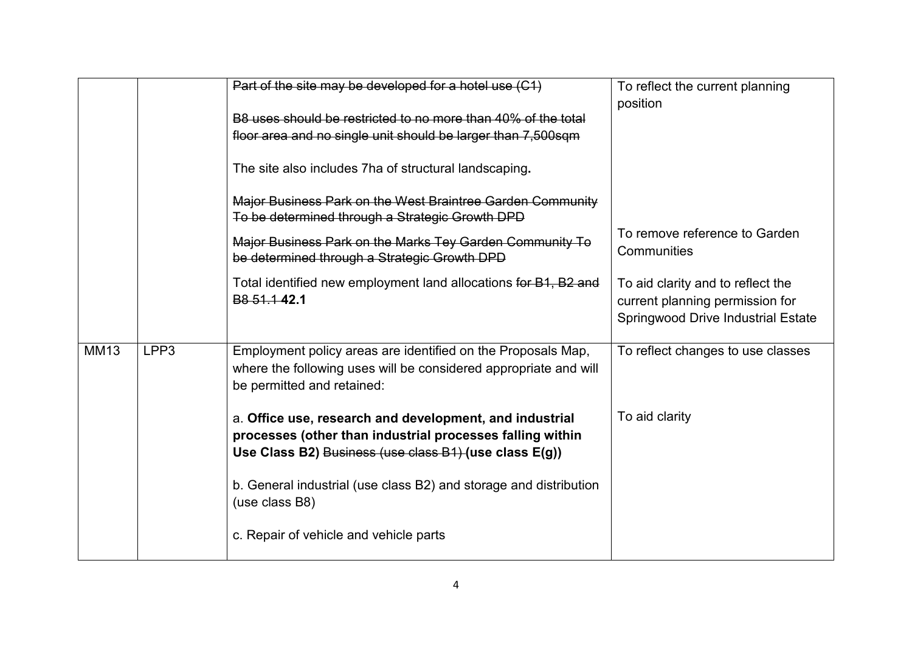| | | | |
|---|---|---|---|
| | | ~~Part of the site may be developed for a hotel use (C1)~~<br><br>~~B8 uses should be restricted to no more than 40% of the total floor area and no single unit should be larger than 7,500sqm~~<br><br>The site also includes 7ha of structural landscaping**.** | To reflect the current planning position |
| | | ~~Major Business Park on the West Braintree Garden Community To be determined through a Strategic Growth DPD~~<br><br>~~Major Business Park on the Marks Tey Garden Community To be determined through a Strategic Growth DPD~~ | To remove reference to Garden Communities |
| | | Total identified new employment land allocations ~~for B1, B2 and B8 51.1~~ **42.1** | To aid clarity and to reflect the current planning permission for Springwood Drive Industrial Estate |
| MM13 | LPP3 | Employment policy areas are identified on the Proposals Map, where the following uses will be considered appropriate and will be permitted and retained: | To reflect changes to use classes |
| | | a. **Office use, research and development, and industrial processes (other than industrial processes falling within Use Class B2)** ~~Business (use class B1)~~ **(use class E(g))**<br><br>b. General industrial (use class B2) and storage and distribution (use class B8)<br><br>c. Repair of vehicle and vehicle parts | To aid clarity |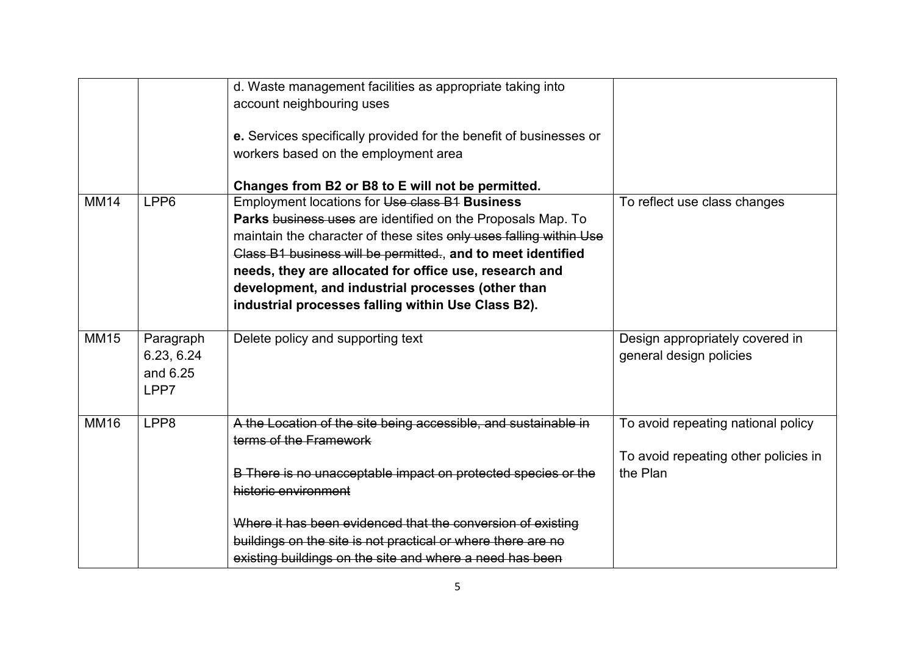|  |  |  |  |
|---|---|---|---|
|  |  | d. Waste management facilities as appropriate taking into account neighbouring uses<br><br>**e.** Services specifically provided for the benefit of businesses or workers based on the employment area<br><br>**Changes from B2 or B8 to E will not be permitted.** |  |
| MM14 | LPP6 | Employment locations for ~~Use class B1~~ **Business Parks** ~~business uses~~ are identified on the Proposals Map. To maintain the character of these sites ~~only uses falling within Use Class B1 business will be permitted.~~, **and to meet identified needs, they are allocated for office use, research and development, and industrial processes (other than industrial processes falling within Use Class B2).** | To reflect use class changes |
| MM15 | Paragraph 6.23, 6.24 and 6.25 LPP7 | Delete policy and supporting text | Design appropriately covered in general design policies |
| MM16 | LPP8 | ~~A the Location of the site being accessible, and sustainable in terms of the Framework~~<br><br>~~B There is no unacceptable impact on protected species or the historic environment~~<br><br>~~Where it has been evidenced that the conversion of existing buildings on the site is not practical or where there are no existing buildings on the site and where a need has been~~ | To avoid repeating national policy<br><br>To avoid repeating other policies in the Plan |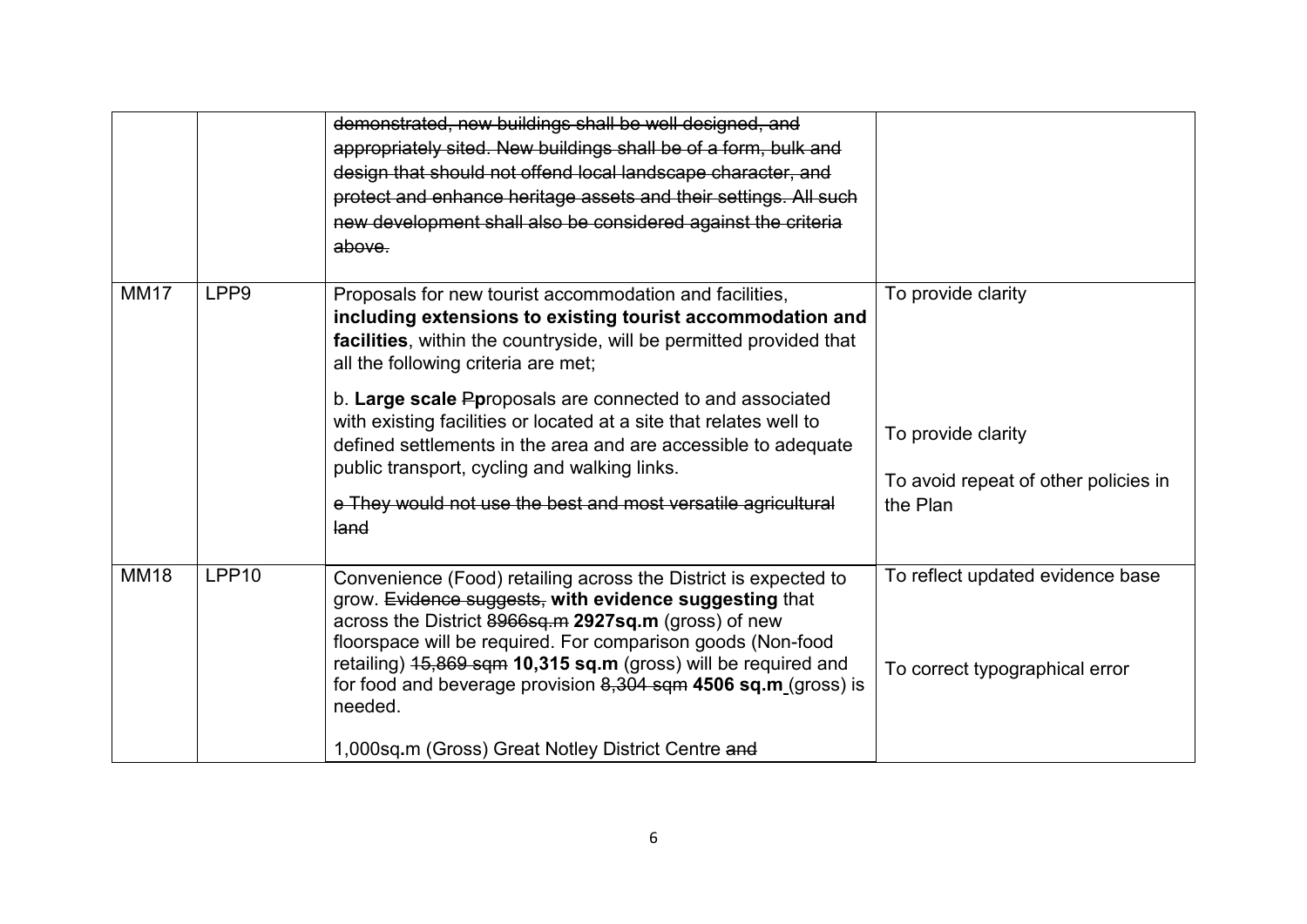| | | | |
|---|---|---|---|
| | | ~~demonstrated, new buildings shall be well designed, and appropriately sited. New buildings shall be of a form, bulk and design that should not offend local landscape character, and protect and enhance heritage assets and their settings. All such new development shall also be considered against the criteria above.~~ | |
| MM17 | LPP9 | Proposals for new tourist accommodation and facilities, **including extensions to existing tourist accommodation and facilities**, within the countryside, will be permitted provided that all the following criteria are met;<br><br>b. **Large scale** ~~P~~**p**roposals are connected to and associated with existing facilities or located at a site that relates well to defined settlements in the area and are accessible to adequate public transport, cycling and walking links.<br><br>~~e They would not use the best and most versatile agricultural land~~ | To provide clarity<br><br>To provide clarity<br><br>To avoid repeat of other policies in the Plan |
| MM18 | LPP10 | Convenience (Food) retailing across the District is expected to grow. ~~Evidence suggests,~~ **with evidence suggesting** that across the District ~~8966sq.m~~ **2927sq.m** (gross) of new floorspace will be required. For comparison goods (Non-food retailing) ~~15,869 sqm~~ **10,315 sq.m** (gross) will be required and for food and beverage provision ~~8,304 sqm~~ **4506 sq.m** (gross) is needed.<br><br>1,000sq**.**m (Gross) Great Notley District Centre ~~and~~ | To reflect updated evidence base<br><br>To correct typographical error |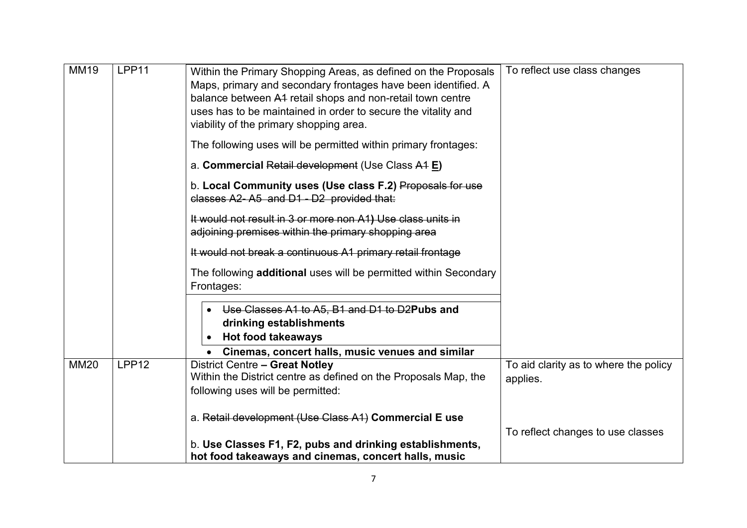| MM19 | LPP11 | Within the Primary Shopping Areas, as defined on the Proposals Maps, primary and secondary frontages have been identified. A balance between ~~A1~~ retail shops and non-retail town centre uses has to be maintained in order to secure the vitality and viability of the primary shopping area.<br><br>The following uses will be permitted within primary frontages:<br><br>a. **Commercial** ~~Retail development~~ (Use Class ~~A1~~ **E**)<br><br>b. **Local Community uses (Use class F.2)** ~~Proposals for use classes A2- A5 and D1 - D2 provided that:~~<br><br>~~It would not result in 3 or more non A1) Use class units in adjoining premises within the primary shopping area~~<br><br>~~It would not break a continuous A1 primary retail frontage~~<br><br>The following **additional** uses will be permitted within Secondary Frontages:<br><br>• ~~Use Classes A1 to A5, B1 and D1 to D2~~**Pubs and drinking establishments**<br>• **Hot food takeaways**<br>• **Cinemas, concert halls, music venues and similar** | To reflect use class changes |
|---|---|---|---|
| MM20 | LPP12 | District Centre **– Great Notley**<br>Within the District centre as defined on the Proposals Map, the following uses will be permitted:<br><br>a. ~~Retail development (Use Class A1)~~ **Commercial E use**<br><br>b. **Use Classes F1, F2, pubs and drinking establishments, hot food takeaways and cinemas, concert halls, music** | To aid clarity as to where the policy applies.<br><br>To reflect changes to use classes |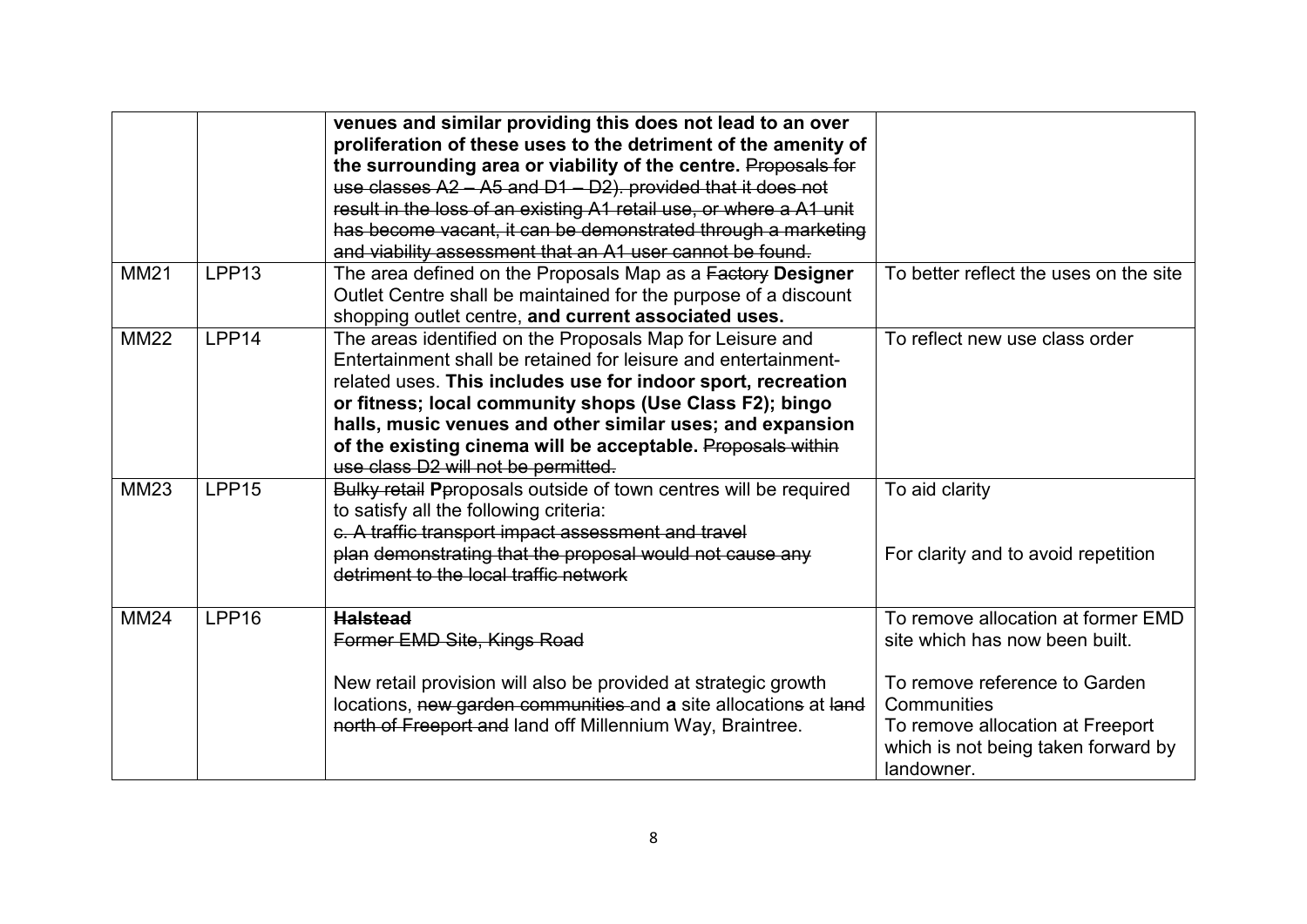| | | | |
|---|---|---|---|
| | | **venues and similar providing this does not lead to an over proliferation of these uses to the detriment of the amenity of the surrounding area or viability of the centre.** ~~Proposals for use classes A2 – A5 and D1 – D2). provided that it does not result in the loss of an existing A1 retail use, or where a A1 unit has become vacant, it can be demonstrated through a marketing and viability assessment that an A1 user cannot be found.~~ | |
| MM21 | LPP13 | The area defined on the Proposals Map as a ~~Factory~~ **Designer** Outlet Centre shall be maintained for the purpose of a discount shopping outlet centre, **and current associated uses.** | To better reflect the uses on the site |
| MM22 | LPP14 | The areas identified on the Proposals Map for Leisure and Entertainment shall be retained for leisure and entertainment-related uses. **This includes use for indoor sport, recreation or fitness; local community shops (Use Class F2); bingo halls, music venues and other similar uses; and expansion of the existing cinema will be acceptable.** ~~Proposals within use class D2 will not be permitted.~~ | To reflect new use class order |
| MM23 | LPP15 | ~~Bulky retail~~ **P**~~p~~roposals outside of town centres will be required to satisfy all the following criteria:<br>~~c. A traffic transport impact assessment and travel plan demonstrating that the proposal would not cause any detriment to the local traffic network~~ | To aid clarity<br><br>For clarity and to avoid repetition |
| MM24 | LPP16 | ~~**Halstead**~~<br>~~Former EMD Site, Kings Road~~<br><br>New retail provision will also be provided at strategic growth locations, ~~new garden communities~~ and **a** site allocation~~s~~ at ~~land north of Freeport and~~ land off Millennium Way, Braintree. | To remove allocation at former EMD site which has now been built.<br><br>To remove reference to Garden Communities<br>To remove allocation at Freeport which is not being taken forward by landowner. |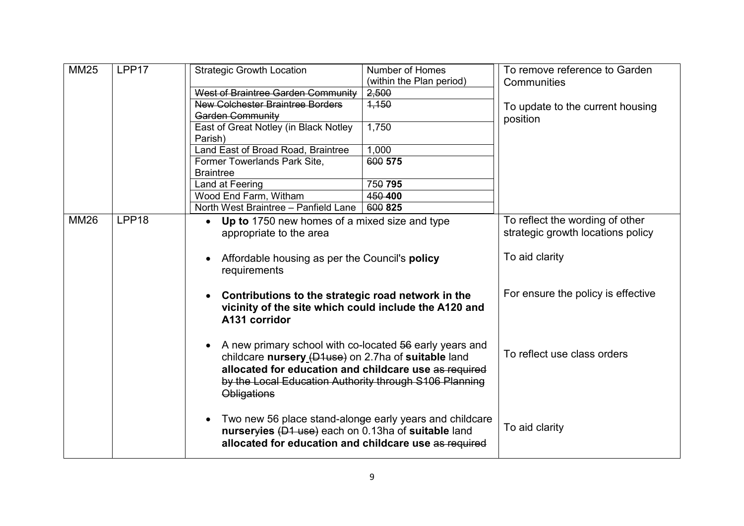| MM25 | LPP17 | <table><tr><td>Strategic Growth Location</td><td>Number of Homes (within the Plan period)</td></tr><tr><td>~~West of Braintree Garden Community~~</td><td>~~2,500~~</td></tr><tr><td>~~New Colchester Braintree Borders Garden Community~~</td><td>~~1,150~~</td></tr><tr><td>East of Great Notley (in Black Notley Parish)</td><td>1,750</td></tr><tr><td>Land East of Broad Road, Braintree</td><td>1,000</td></tr><tr><td>Former Towerlands Park Site, Braintree</td><td>~~600~~ **575**</td></tr><tr><td>Land at Feering</td><td>~~750~~ **795**</td></tr><tr><td>Wood End Farm, Witham</td><td>~~450~~ **400**</td></tr><tr><td>North West Braintree – Panfield Lane</td><td>~~600~~ **825**</td></tr></table> | To remove reference to Garden Communities<br><br>To update to the current housing position |
|---|---|---|---|
| MM26 | LPP18 | • **Up to** 1750 new homes of a mixed size and type appropriate to the area | To reflect the wording of other strategic growth locations policy |
| | | • Affordable housing as per the Council's **policy** requirements | To aid clarity |
| | | • **Contributions to the strategic road network in the vicinity of the site which could include the A120 and A131 corridor** | For ensure the policy is effective |
| | | • A new primary school with co-located ~~56~~ early years and childcare **nursery** ~~(D1use)~~ on 2.7ha of **suitable** land **allocated for education and childcare use** ~~as required by the Local Education Authority through S106 Planning Obligations~~ | To reflect use class orders |
| | | • Two new 56 place stand-alon~~g~~e early years and childcare **nurser**~~y~~**ies** ~~(D1 use)~~ each on 0.13ha of **suitable** land **allocated for education and childcare use** ~~as required~~ | To aid clarity |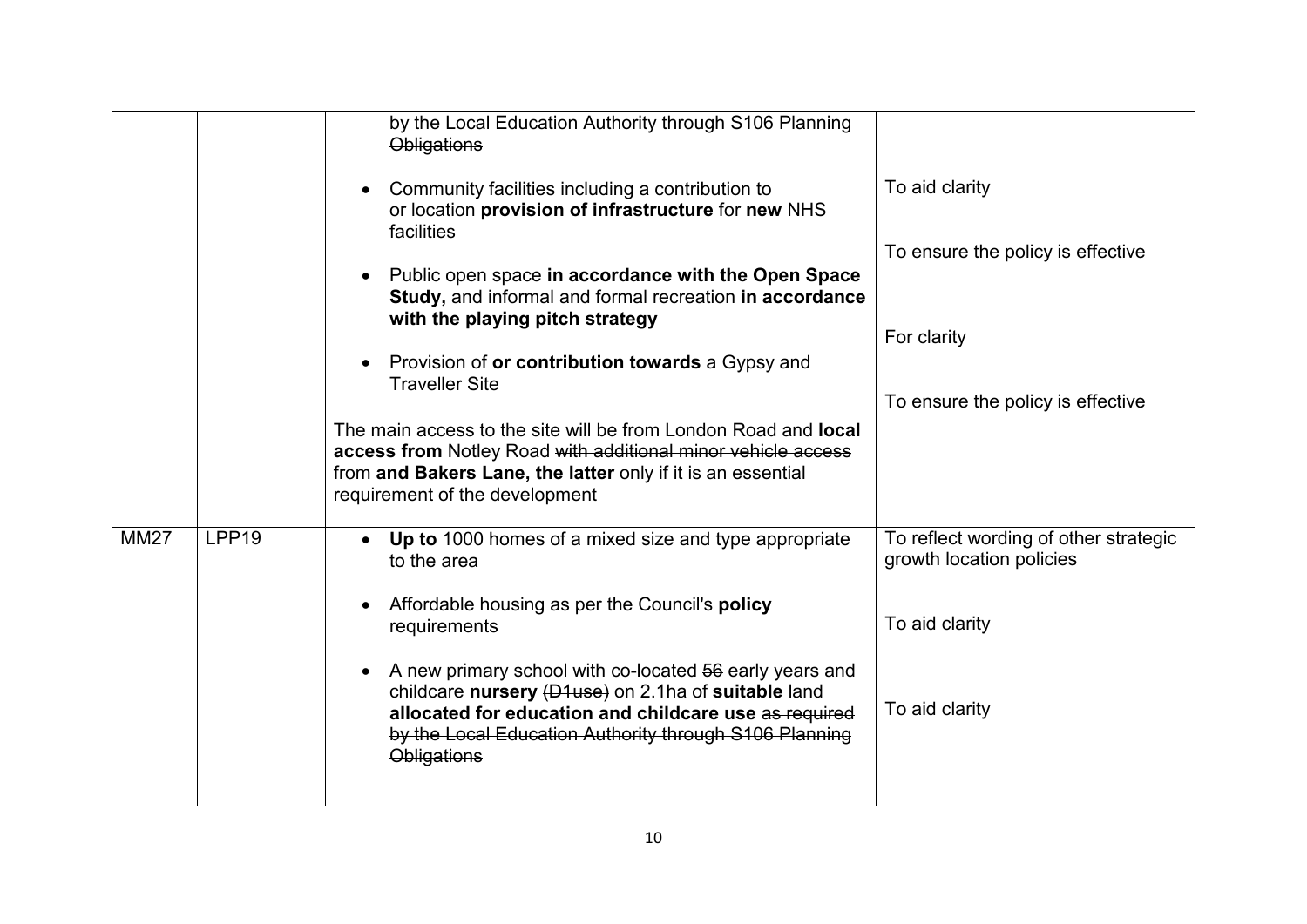| | | | |
|---|---|---|---|
| | | ~~by the Local Education Authority through S106 Planning Obligations~~<br><br>• Community facilities including a contribution to or ~~location~~ **provision of infrastructure** for **new** NHS facilities<br><br>• Public open space **in accordance with the Open Space Study,** and informal and formal recreation **in accordance with the playing pitch strategy**<br><br>• Provision of **or contribution towards** a Gypsy and Traveller Site<br><br>The main access to the site will be from London Road and **local access from** Notley Road ~~with additional minor vehicle access from~~ **and Bakers Lane, the latter** only if it is an essential requirement of the development | To aid clarity<br><br>To ensure the policy is effective<br><br>For clarity<br><br>To ensure the policy is effective |
| MM27 | LPP19 | • **Up to** 1000 homes of a mixed size and type appropriate to the area<br><br>• Affordable housing as per the Council's **policy** requirements<br><br>• A new primary school with co-located ~~56~~ early years and childcare **nursery** ~~(D1use)~~ on 2.1ha of **suitable** land **allocated for education and childcare use** ~~as required by the Local Education Authority through S106 Planning Obligations~~ | To reflect wording of other strategic growth location policies<br><br>To aid clarity<br><br>To aid clarity |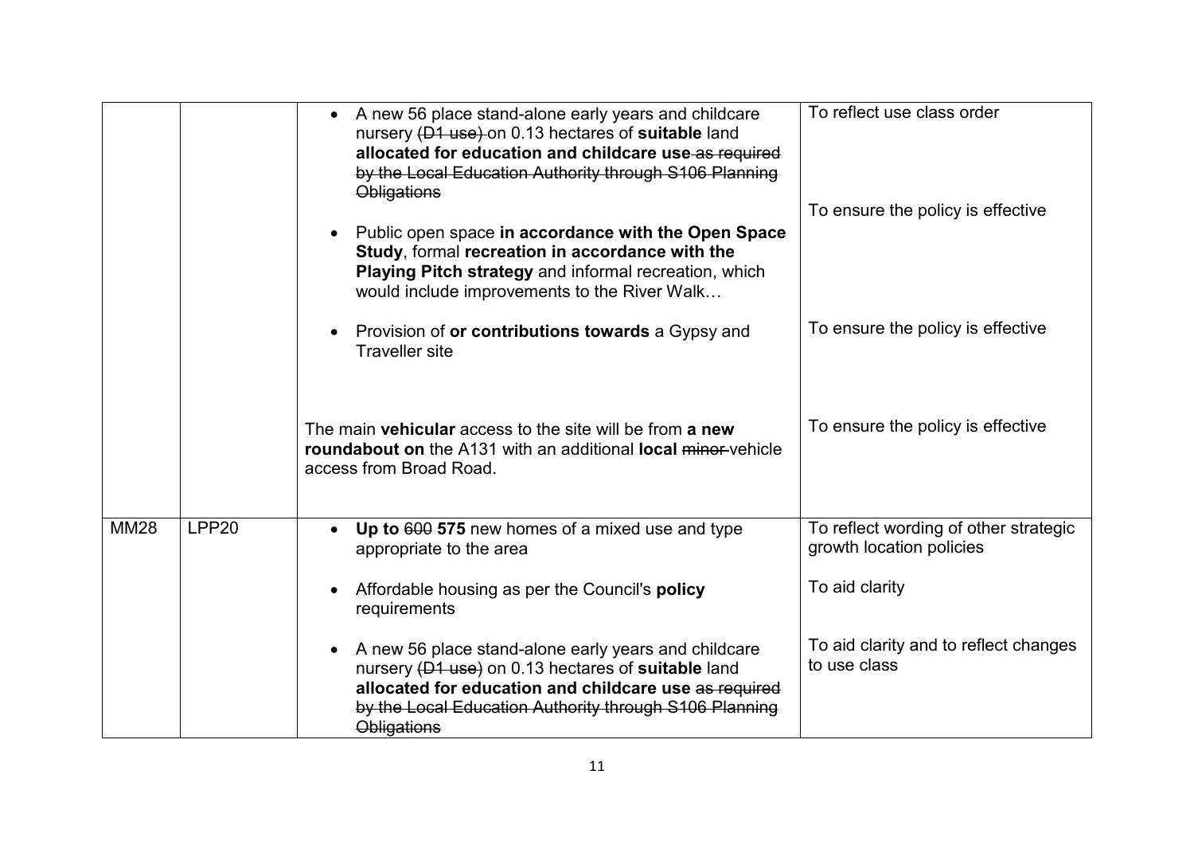| | | | |
|---|---|---|---|
| | | • A new 56 place stand-alone early years and childcare nursery ~~(D1 use)~~ on 0.13 hectares of **suitable** land **allocated for education and childcare use** ~~as required by the Local Education Authority through S106 Planning Obligations~~ | To reflect use class order |
| | | • Public open space **in accordance with the Open Space Study**, formal **recreation in accordance with the Playing Pitch strategy** and informal recreation, which would include improvements to the River Walk… | To ensure the policy is effective |
| | | • Provision of **or contributions towards** a Gypsy and Traveller site | To ensure the policy is effective |
| | | The main **vehicular** access to the site will be from **a new roundabout on** the A131 with an additional **local** ~~minor~~ vehicle access from Broad Road. | To ensure the policy is effective |
| MM28 | LPP20 | • **Up to** ~~600~~ **575** new homes of a mixed use and type appropriate to the area | To reflect wording of other strategic growth location policies |
| | | • Affordable housing as per the Council's **policy** requirements | To aid clarity |
| | | • A new 56 place stand-alone early years and childcare nursery ~~(D1 use)~~ on 0.13 hectares of **suitable** land **allocated for education and childcare use** ~~as required by the Local Education Authority through S106 Planning Obligations~~ | To aid clarity and to reflect changes to use class |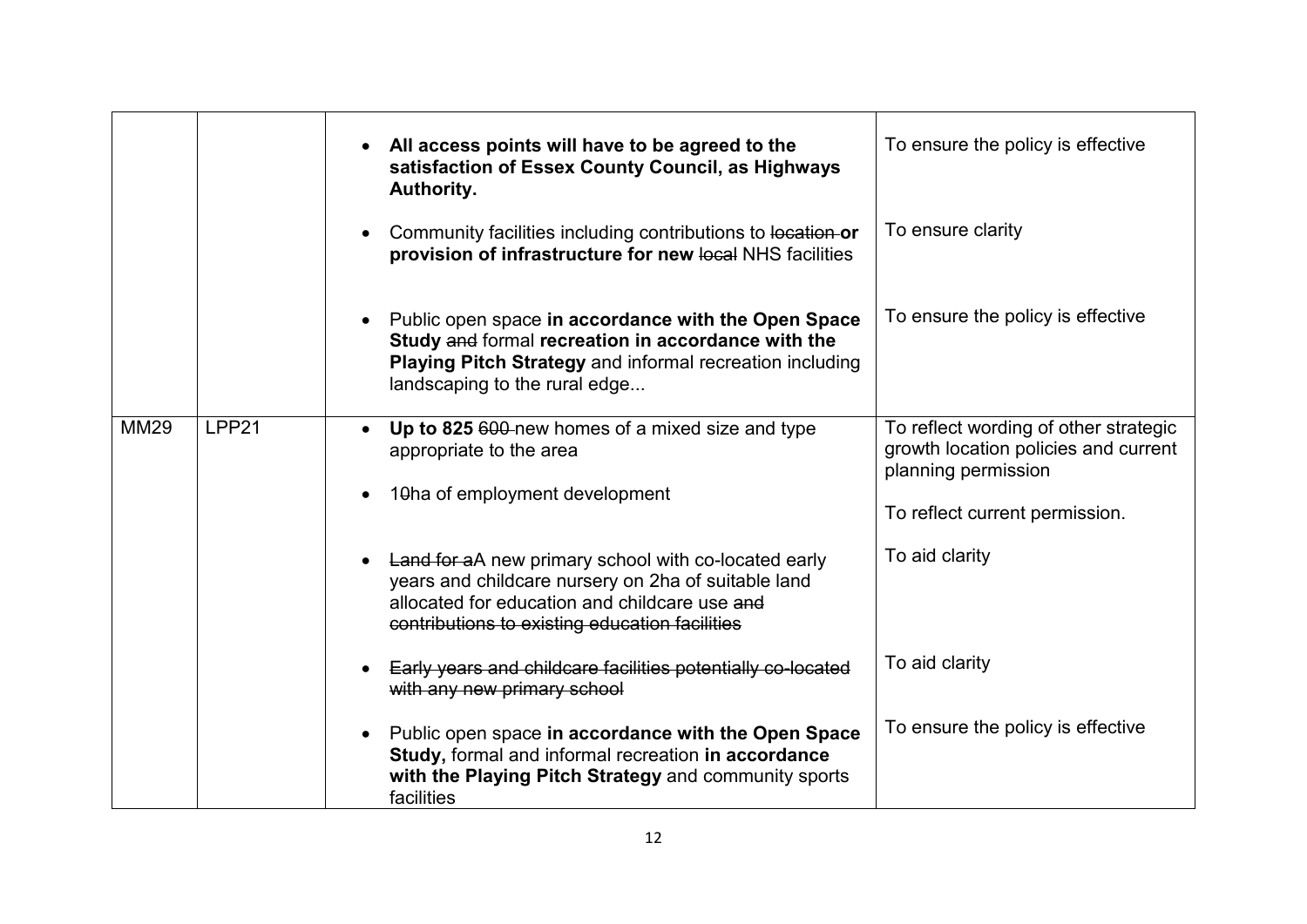| | | | |
|---|---|---|---|
| | | • **All access points will have to be agreed to the satisfaction of Essex County Council, as Highways Authority.** | To ensure the policy is effective |
| | | • Community facilities including contributions to ~~location~~ **or provision of infrastructure for new** ~~local~~ NHS facilities | To ensure clarity |
| | | • Public open space **in accordance with the Open Space Study** ~~and~~ formal **recreation in accordance with the Playing Pitch Strategy** and informal recreation including landscaping to the rural edge... | To ensure the policy is effective |
| MM29 | LPP21 | • **Up to 825** ~~600~~ new homes of a mixed size and type appropriate to the area | To reflect wording of other strategic growth location policies and current planning permission |
| | | • 1~~0~~ha of employment development | To reflect current permission. |
| | | • ~~Land for a~~A new primary school with co-located early years and childcare nursery on 2ha of suitable land allocated for education and childcare use ~~and contributions to existing education facilities~~ | To aid clarity |
| | | • ~~Early years and childcare facilities potentially co-located with any new primary school~~ | To aid clarity |
| | | • Public open space **in accordance with the Open Space Study,** formal and informal recreation **in accordance with the Playing Pitch Strategy** and community sports facilities | To ensure the policy is effective |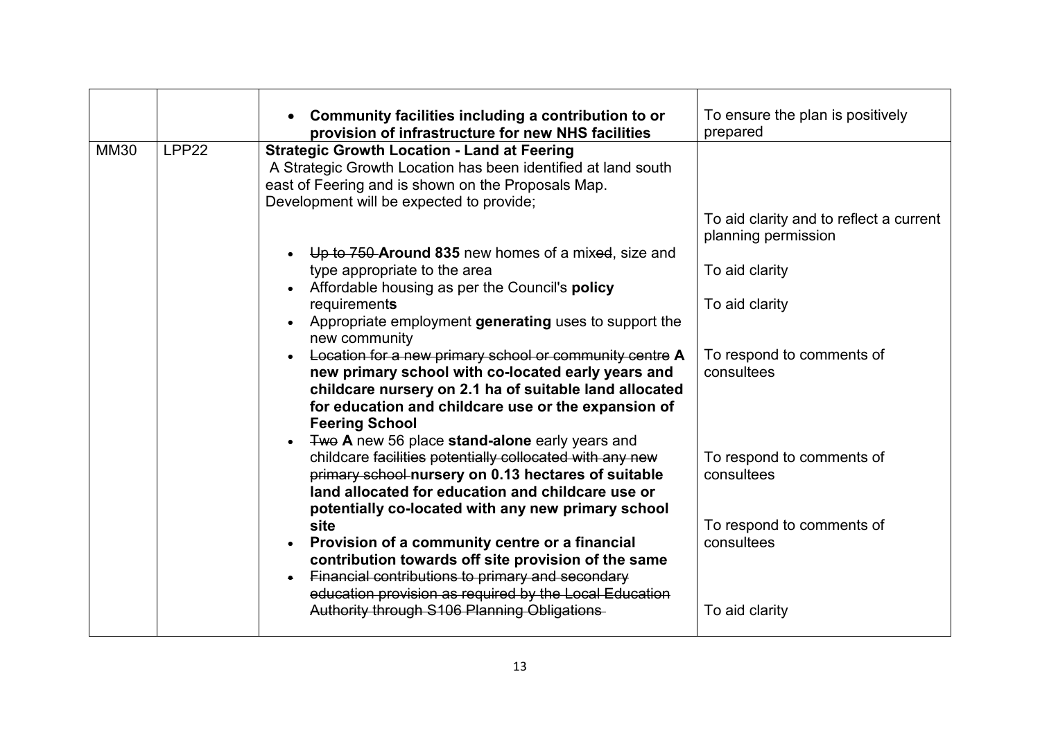| | | | |
|---|---|---|---|
| | | • **Community facilities including a contribution to or provision of infrastructure for new NHS facilities** | To ensure the plan is positively prepared |
| MM30 | LPP22 | **Strategic Growth Location - Land at Feering**<br>A Strategic Growth Location has been identified at land south east of Feering and is shown on the Proposals Map. Development will be expected to provide;<br><br>• ~~Up to 750~~ **Around 835** new homes of a mix~~ed~~, size and type appropriate to the area<br>• Affordable housing as per the Council's **policy** requirement**s**<br>• Appropriate employment **generating** uses to support the new community<br>• ~~Location for a new primary school or community centre~~ **A new primary school with co-located early years and childcare nursery on 2.1 ha of suitable land allocated for education and childcare use or the expansion of Feering School**<br>• ~~Two~~ **A** new 56 place **stand-alone** early years and childcare ~~facilities potentially collocated with any new primary school~~ **nursery on 0.13 hectares of suitable land allocated for education and childcare use or potentially co-located with any new primary school site**<br>• **Provision of a community centre or a financial contribution towards off site provision of the same**<br>• ~~Financial contributions to primary and secondary education provision as required by the Local Education Authority through S106 Planning Obligations~~ | To aid clarity and to reflect a current planning permission<br><br>To aid clarity<br><br>To aid clarity<br><br>To respond to comments of consultees<br><br>To respond to comments of consultees<br><br>To respond to comments of consultees<br><br>To aid clarity |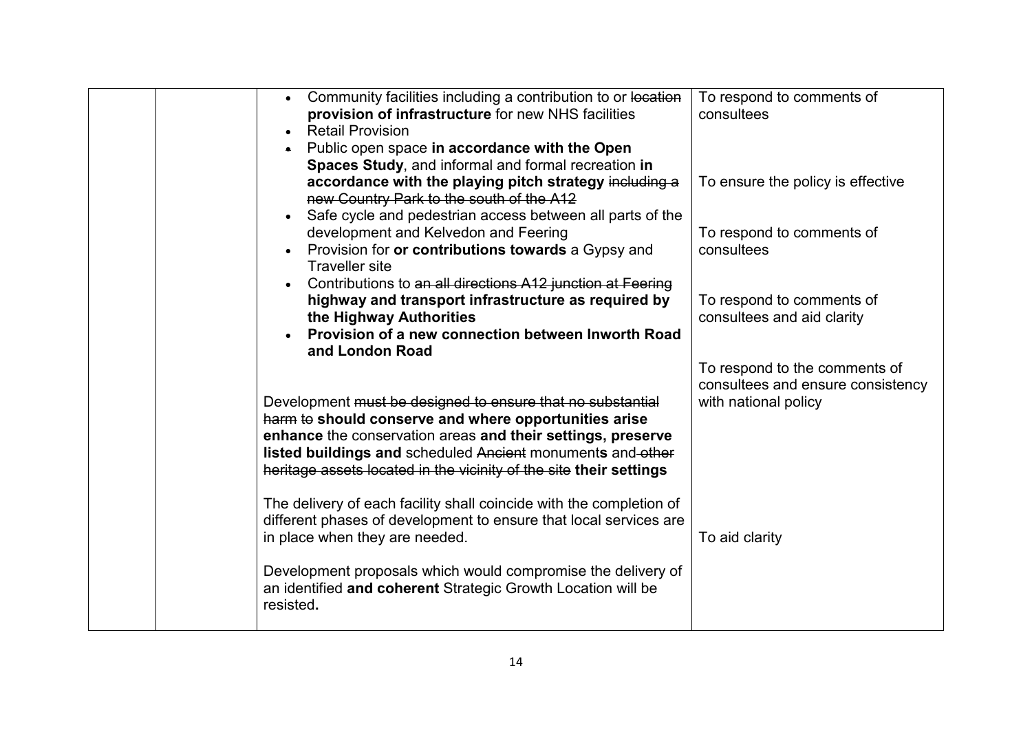| | | | |
|---|---|---|---|
| | | • Community facilities including a contribution to or ~~location~~ **provision of infrastructure** for new NHS facilities | To respond to comments of consultees |
| | | • Retail Provision | |
| | | • Public open space **in accordance with the Open Spaces Study**, and informal and formal recreation **in accordance with the playing pitch strategy** ~~including a new Country Park to the south of the A12~~ | To ensure the policy is effective |
| | | • Safe cycle and pedestrian access between all parts of the development and Kelvedon and Feering | |
| | | • Provision for **or contributions towards** a Gypsy and Traveller site | To respond to comments of consultees |
| | | • Contributions to ~~an all directions A12 junction at Feering~~ **highway and transport infrastructure as required by the Highway Authorities** | To respond to comments of consultees and aid clarity |
| | | • **Provision of a new connection between Inworth Road and London Road** | |
| | | Development ~~must be designed to ensure that no substantial harm to~~ **should conserve and where opportunities arise enhance** the conservation areas **and their settings, preserve listed buildings and** scheduled ~~Ancient~~ monument**s** and ~~other heritage assets located in the vicinity of the site~~ **their settings** | To respond to the comments of consultees and ensure consistency with national policy |
| | | The delivery of each facility shall coincide with the completion of different phases of development to ensure that local services are in place when they are needed. | To aid clarity |
| | | Development proposals which would compromise the delivery of an identified **and coherent** Strategic Growth Location will be resisted**.** | |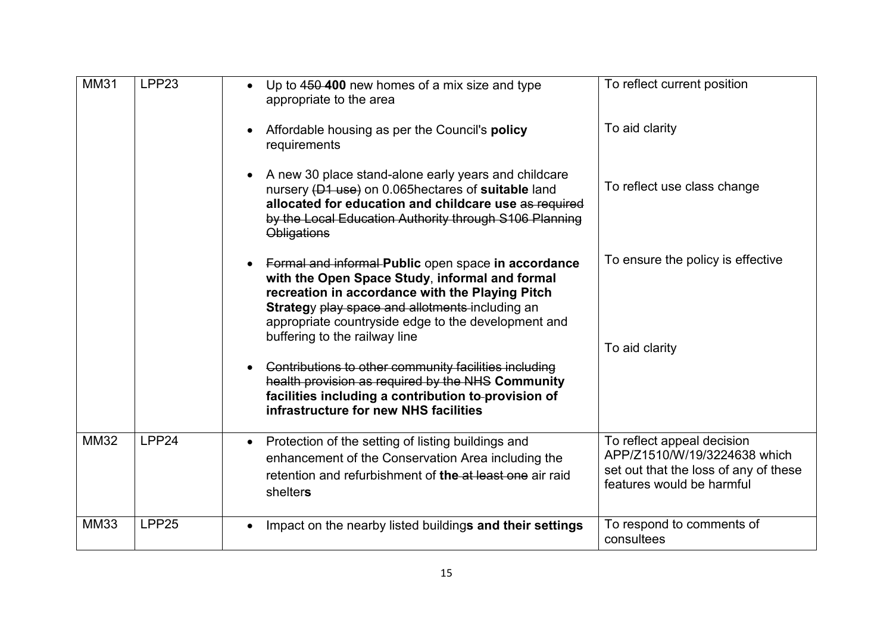| MM31 | LPP23 | • Up to ~~450~~ **400** new homes of a mix size and type appropriate to the area<br><br>• Affordable housing as per the Council's **policy** requirements<br><br>• A new 30 place stand-alone early years and childcare nursery ~~(D1 use)~~ on 0.065hectares of **suitable** land **allocated for education and childcare use** ~~as required by the Local Education Authority through S106 Planning Obligations~~<br><br>• ~~Formal and informal~~ **Public** open space **in accordance with the Open Space Study**, **informal and formal recreation in accordance with the Playing Pitch Strateg**y ~~play space and allotments~~ including an appropriate countryside edge to the development and buffering to the railway line<br><br>• ~~Contributions to other community facilities including health provision as required by the NHS~~ **Community facilities including a contribution to** ~~-~~ **provision of infrastructure for new NHS facilities** | To reflect current position<br><br>To aid clarity<br><br>To reflect use class change<br><br>To ensure the policy is effective<br><br>To aid clarity |
|---|---|---|---|
| MM32 | LPP24 | • Protection of the setting of listing buildings and enhancement of the Conservation Area including the retention and refurbishment of **the** ~~at least one~~ air raid shelter**s** | To reflect appeal decision APP/Z1510/W/19/3224638 which set out that the loss of any of these features would be harmful |
| MM33 | LPP25 | • Impact on the nearby listed building**s and their settings** | To respond to comments of consultees |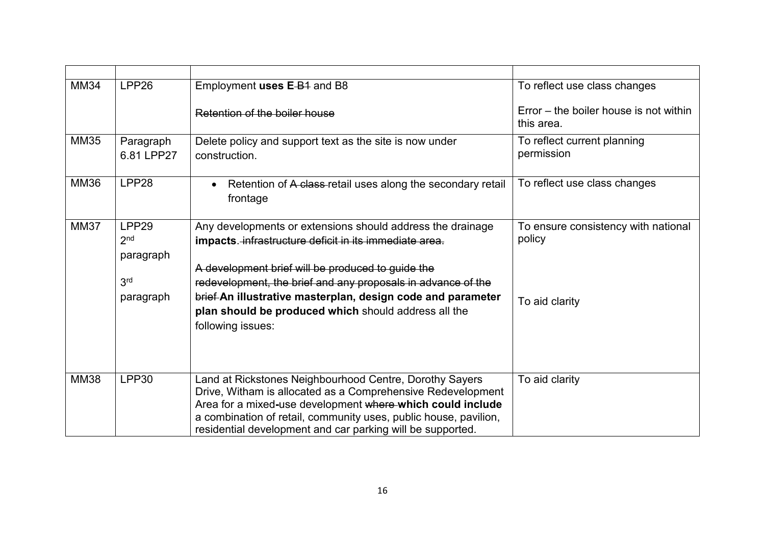| | | | |
|---|---|---|---|
| MM34 | LPP26 | Employment **uses E** ~~B1~~ and B8<br><br>~~Retention of the boiler house~~ | To reflect use class changes<br><br>Error – the boiler house is not within this area. |
| MM35 | Paragraph 6.81 LPP27 | Delete policy and support text as the site is now under construction. | To reflect current planning permission |
| MM36 | LPP28 | • Retention of ~~A class~~ retail uses along the secondary retail frontage | To reflect use class changes |
| MM37 | LPP29 2nd paragraph<br><br>3rd paragraph | Any developments or extensions should address the drainage **impacts**. ~~infrastructure deficit in its immediate area.~~<br><br>~~A development brief will be produced to guide the redevelopment, the brief and any proposals in advance of the brief~~ **An illustrative masterplan, design code and parameter plan should be produced which** should address all the following issues: | To ensure consistency with national policy<br><br>To aid clarity |
| MM38 | LPP30 | Land at Rickstones Neighbourhood Centre, Dorothy Sayers Drive, Witham is allocated as a Comprehensive Redevelopment Area for a mixed**-**use development ~~where~~ **which could include** a combination of retail, community uses, public house, pavilion, residential development and car parking will be supported. | To aid clarity |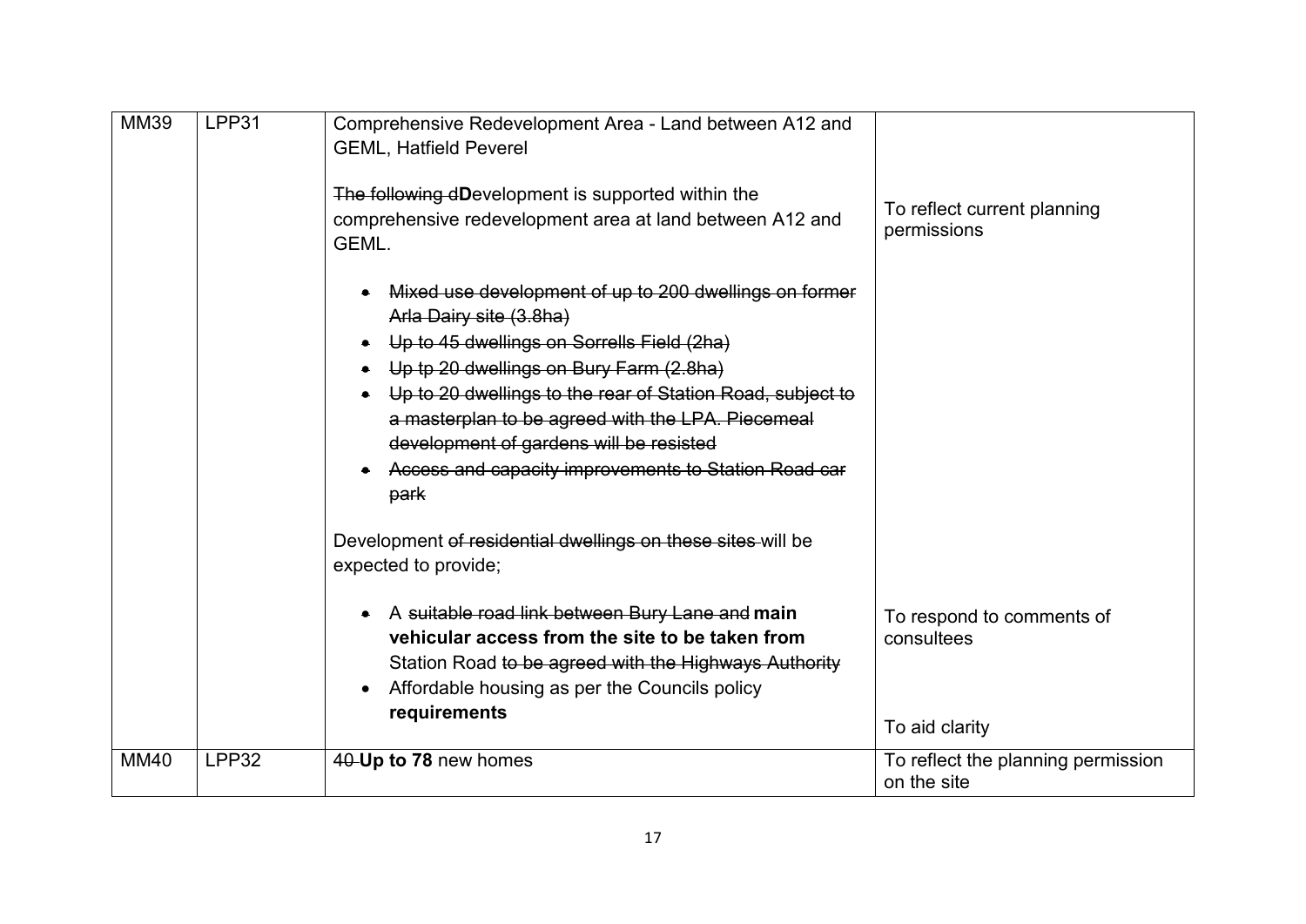| MM39 | LPP31 | Comprehensive Redevelopment Area - Land between A12 and GEML, Hatfield Peverel<br><br>~~The following d~~**D**evelopment is supported within the comprehensive redevelopment area at land between A12 and GEML.<br><br>• ~~Mixed use development of up to 200 dwellings on former Arla Dairy site (3.8ha)~~<br>• ~~Up to 45 dwellings on Sorrells Field (2ha)~~<br>• ~~Up tp 20 dwellings on Bury Farm (2.8ha)~~<br>• ~~Up to 20 dwellings to the rear of Station Road, subject to a masterplan to be agreed with the LPA. Piecemeal development of gardens will be resisted~~<br>• ~~Access and capacity improvements to Station Road car park~~<br><br>Development ~~of residential dwellings on these sites~~ will be expected to provide;<br><br>• A ~~suitable road link between Bury Lane and~~ **main vehicular access from the site to be taken from** Station Road ~~to be agreed with the Highways Authority~~<br>• Affordable housing as per the Councils policy **requirements** | To reflect current planning permissions<br><br>To respond to comments of consultees<br><br>To aid clarity |
|---|---|---|---|
| MM40 | LPP32 | ~~40~~ **Up to 78** new homes | To reflect the planning permission on the site |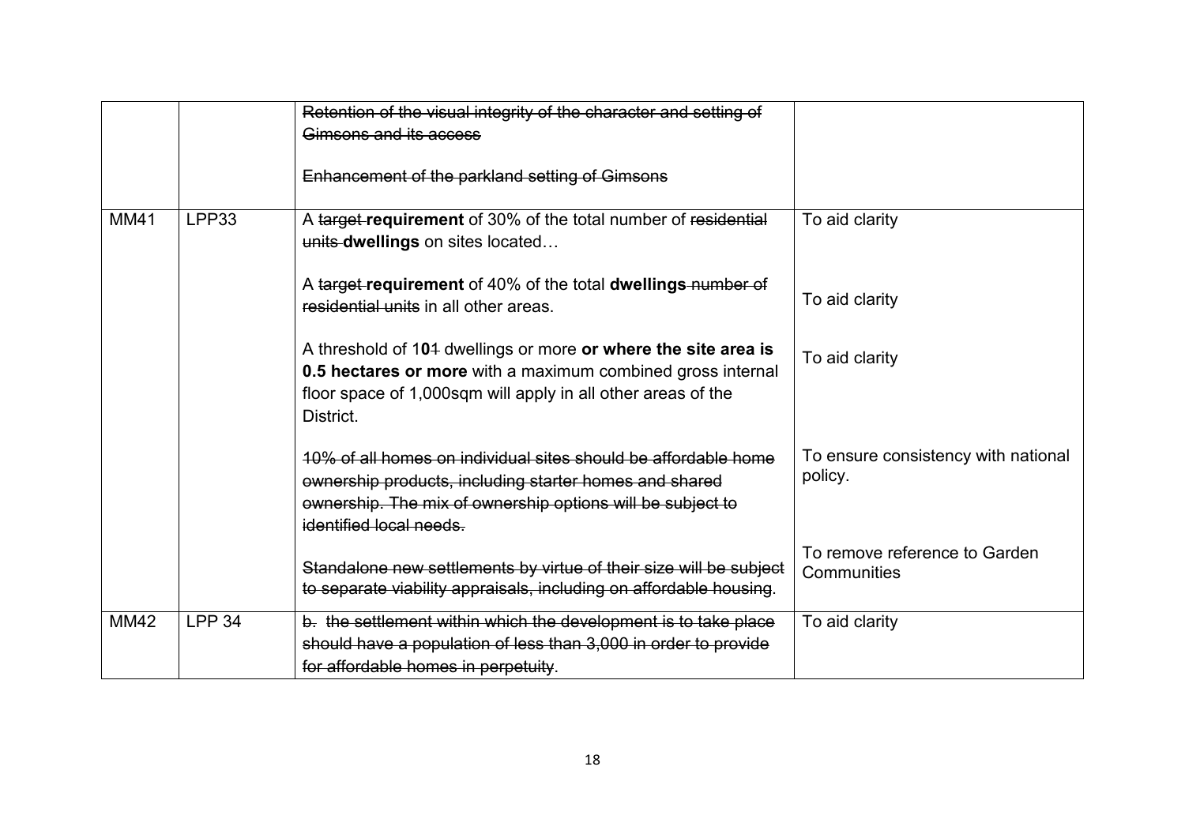| | | | |
|---|---|---|---|
| | | ~~Retention of the visual integrity of the character and setting of Gimsons and its access~~<br><br>~~Enhancement of the parkland setting of Gimsons~~ | |
| MM41 | LPP33 | A ~~target~~ **requirement** of 30% of the total number of ~~residential units~~ **dwellings** on sites located…<br><br>A ~~target~~ **requirement** of 40% of the total **dwellings** ~~number of residential units~~ in all other areas.<br><br>A threshold of 1**0**~~1~~ dwellings or more **or where the site area is 0.5 hectares or more** with a maximum combined gross internal floor space of 1,000sqm will apply in all other areas of the District.<br><br>~~10% of all homes on individual sites should be affordable home ownership products, including starter homes and shared ownership. The mix of ownership options will be subject to identified local needs.~~<br><br>~~Standalone new settlements by virtue of their size will be subject to separate viability appraisals, including on affordable housing.~~ | To aid clarity<br><br>To aid clarity<br><br>To aid clarity<br><br>To ensure consistency with national policy.<br><br>To remove reference to Garden Communities |
| MM42 | LPP 34 | ~~b. the settlement within which the development is to take place should have a population of less than 3,000 in order to provide for affordable homes in perpetuity.~~ | To aid clarity |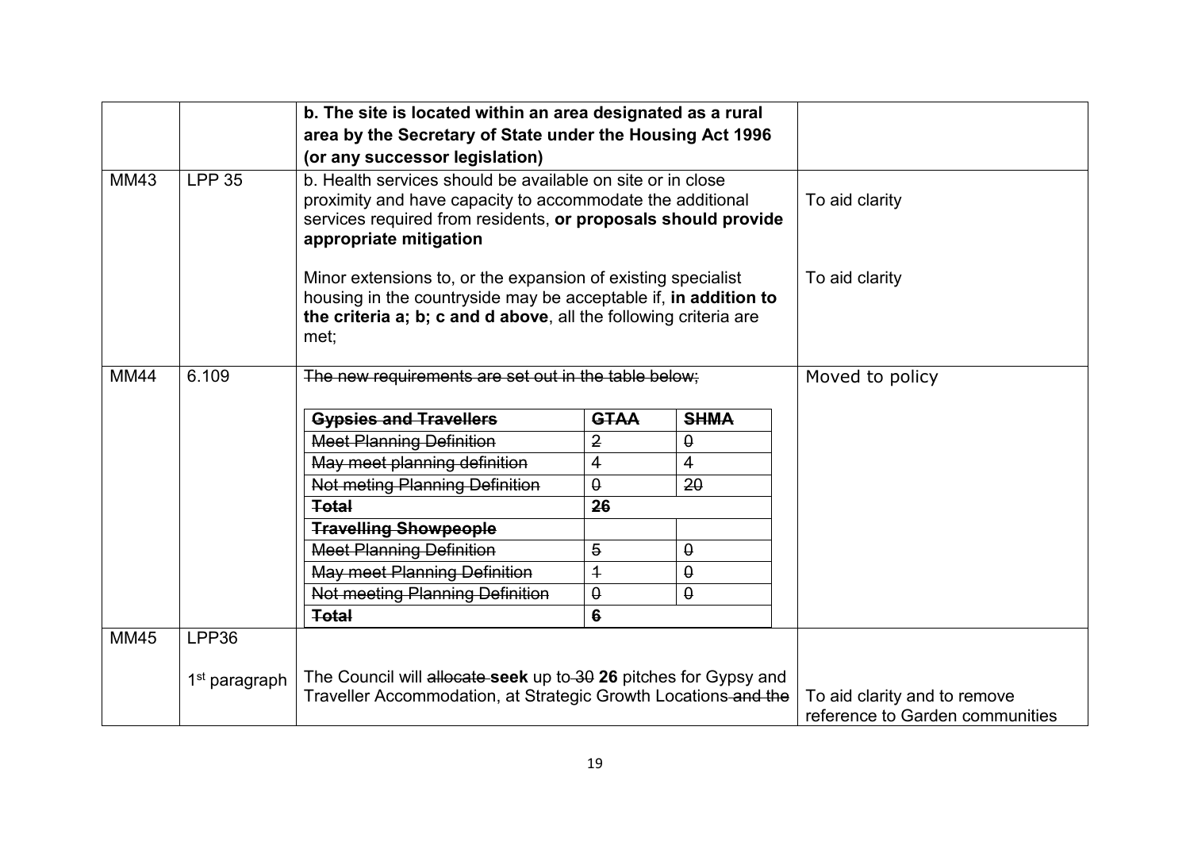| | | | |
|---|---|---|---|
| | | **b. The site is located within an area designated as a rural area by the Secretary of State under the Housing Act 1996 (or any successor legislation)** | |
| MM43 | LPP 35 | b. Health services should be available on site or in close proximity and have capacity to accommodate the additional services required from residents, **or proposals should provide appropriate mitigation**<br><br>Minor extensions to, or the expansion of existing specialist housing in the countryside may be acceptable if, **in addition to the criteria a; b; c and d above**, all the following criteria are met; | To aid clarity<br><br>To aid clarity |
| MM44 | 6.109 | ~~The new requirements are set out in the table below;~~<br><br>~~**Gypsies and Travellers**~~ \| ~~**GTAA**~~ \| ~~**SHMA**~~<br>~~Meet Planning Definition~~ \| ~~2~~ \| ~~0~~<br>~~May meet planning definition~~ \| ~~4~~ \| ~~4~~<br>~~Not meting Planning Definition~~ \| ~~0~~ \| ~~20~~<br>~~**Total**~~ \| ~~**26**~~<br>~~**Travelling Showpeople**~~<br>~~Meet Planning Definition~~ \| ~~5~~ \| ~~0~~<br>~~May meet Planning Definition~~ \| ~~1~~ \| ~~0~~<br>~~Not meeting Planning Definition~~ \| ~~0~~ \| ~~0~~<br>~~**Total**~~ \| ~~**6**~~ | Moved to policy |
| MM45 | LPP36<br><br>1st paragraph | The Council will ~~allocate~~ **seek** up to ~~30~~ **26** pitches for Gypsy and Traveller Accommodation, at Strategic Growth Locations ~~and the~~ | To aid clarity and to remove reference to Garden communities |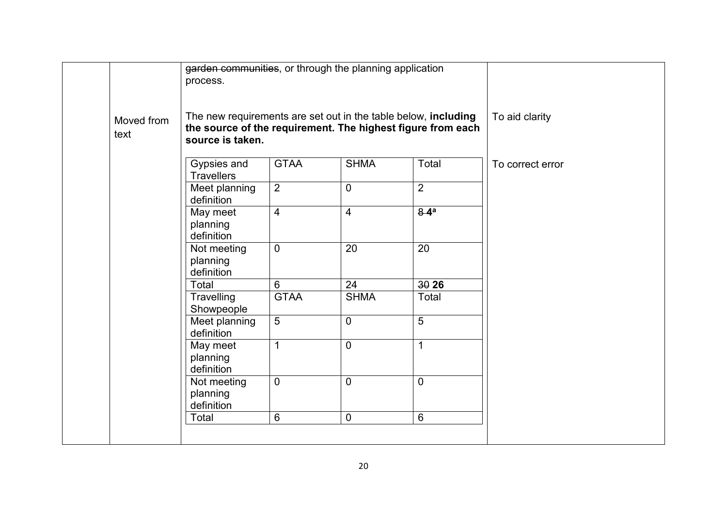| | | | |
|---|---|---|---|
| | | ~~garden communities~~, or through the planning application process. | |
| | Moved from text | The new requirements are set out in the table below, **including the source of the requirement. The highest figure from each source is taken.** | To aid clarity |
| | | *(table below)* | To correct error |

| Gypsies and Travellers | GTAA | SHMA | Total |
|---|---|---|---|
| Meet planning definition | 2 | 0 | 2 |
| May meet planning definition | 4 | 4 | ~~8~~ **4**[a] |
| Not meeting planning definition | 0 | 20 | 20 |
| Total | 6 | 24 | ~~30~~ **26** |
| **Travelling Showpeople** | **GTAA** | **SHMA** | **Total** |
| Meet planning definition | 5 | 0 | 5 |
| May meet planning definition | 1 | 0 | 1 |
| Not meeting planning definition | 0 | 0 | 0 |
| Total | 6 | 0 | 6 |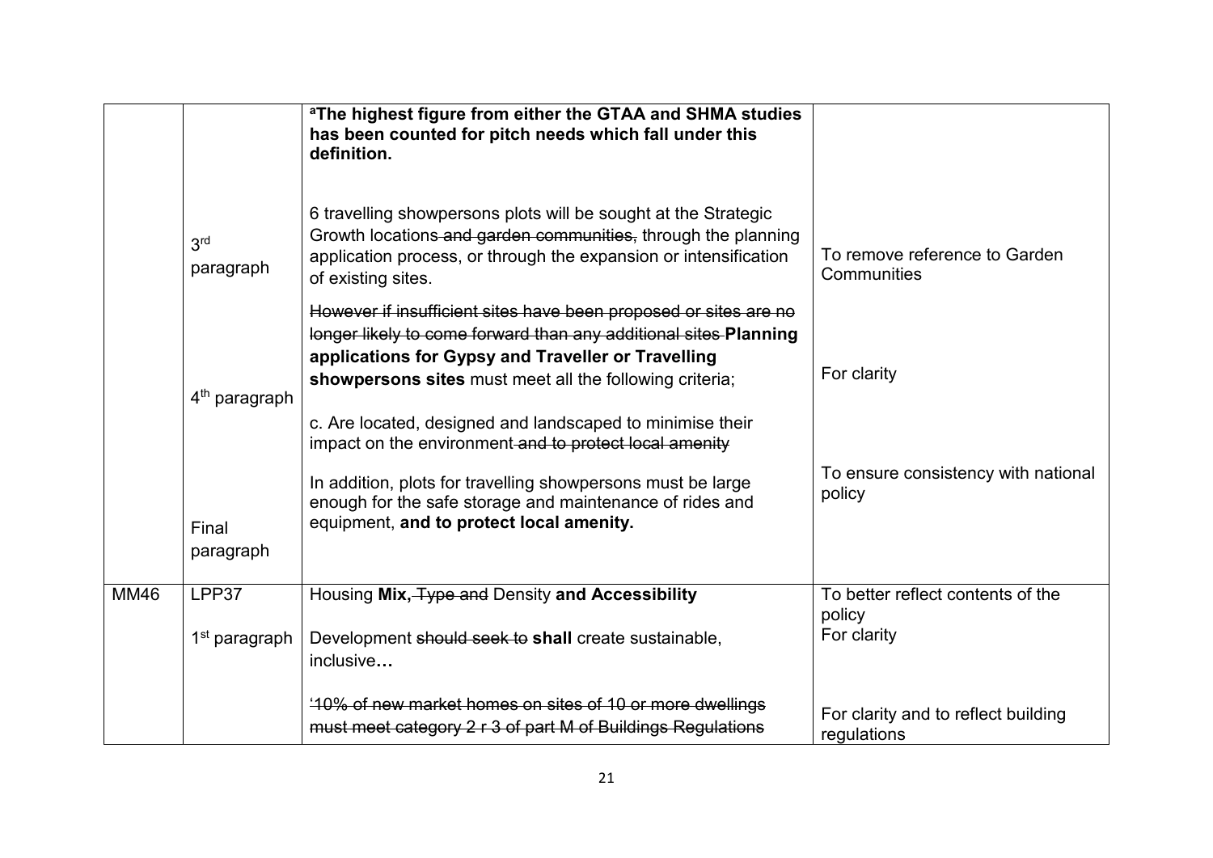| | | | |
|---|---|---|---|
| | | [a]**The highest figure from either the GTAA and SHMA studies has been counted for pitch needs which fall under this definition.** | |
| | 3rd paragraph | 6 travelling showpersons plots will be sought at the Strategic Growth locations~~ and garden communities,~~ through the planning application process, or through the expansion or intensification of existing sites. | To remove reference to Garden Communities |
| | 4th paragraph | ~~However if insufficient sites have been proposed or sites are no longer likely to come forward than any additional sites~~ **Planning applications for Gypsy and Traveller or Travelling showpersons sites** must meet all the following criteria;<br><br>c. Are located, designed and landscaped to minimise their impact on the environment~~ and to protect local amenity~~ | For clarity |
| | Final paragraph | In addition, plots for travelling showpersons must be large enough for the safe storage and maintenance of rides and equipment, **and to protect local amenity.** | To ensure consistency with national policy |
| MM46 | LPP37 | Housing **Mix,**~~ Type and~~ Density **and Accessibility** | To better reflect contents of the policy |
| | 1st paragraph | Development ~~should seek to~~ **shall** create sustainable, inclusive**…**<br><br>~~'10% of new market homes on sites of 10 or more dwellings must meet category 2 r 3 of part M of Buildings Regulations~~ | For clarity<br><br>For clarity and to reflect building regulations |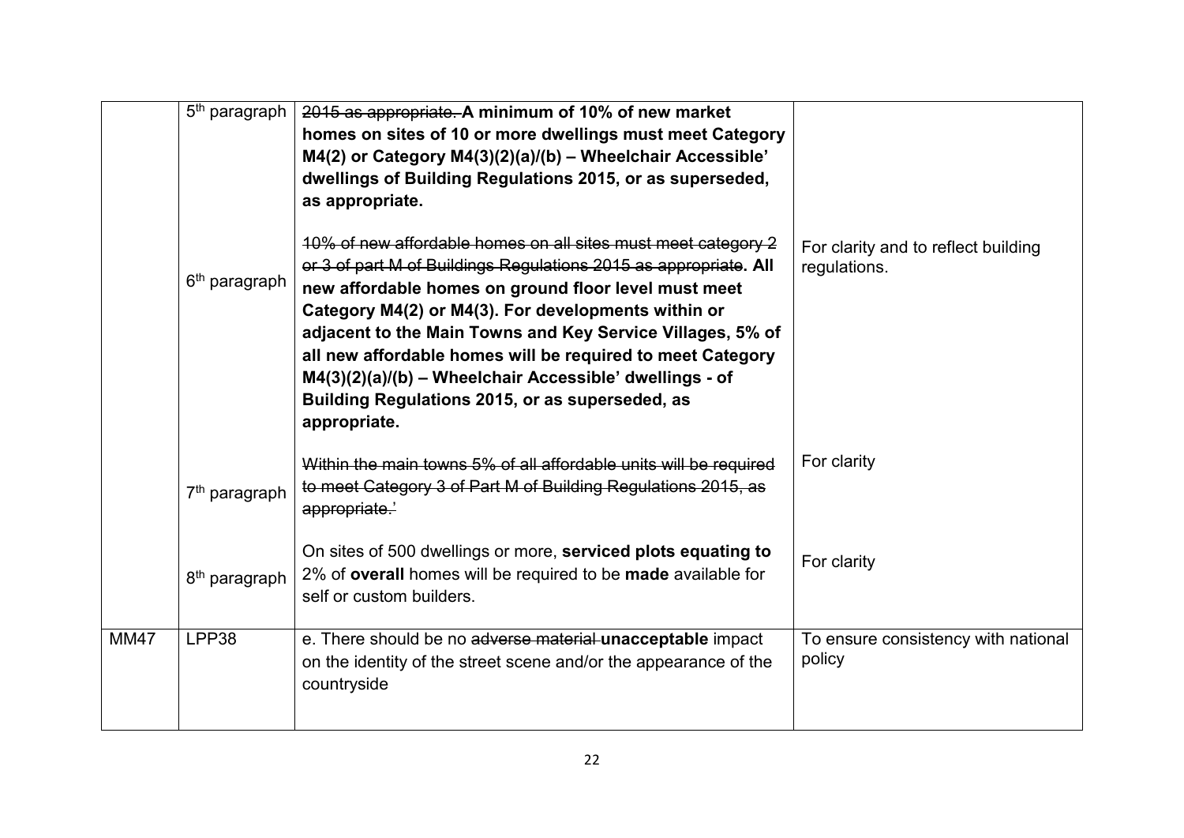|  |  |  |  |
|---|---|---|---|
|  | 5th paragraph | ~~2015 as appropriate.~~ **A minimum of 10% of new market homes on sites of 10 or more dwellings must meet Category M4(2) or Category M4(3)(2)(a)/(b) – Wheelchair Accessible' dwellings of Building Regulations 2015, or as superseded, as appropriate.** |  |
|  | 6th paragraph | ~~10% of new affordable homes on all sites must meet category 2 or 3 of part M of Buildings Regulations 2015 as appropriate~~. **All new affordable homes on ground floor level must meet Category M4(2) or M4(3). For developments within or adjacent to the Main Towns and Key Service Villages, 5% of all new affordable homes will be required to meet Category M4(3)(2)(a)/(b) – Wheelchair Accessible' dwellings - of Building Regulations 2015, or as superseded, as appropriate.** | For clarity and to reflect building regulations. |
|  | 7th paragraph | ~~Within the main towns 5% of all affordable units will be required to meet Category 3 of Part M of Building Regulations 2015, as appropriate.'~~ | For clarity |
|  | 8th paragraph | On sites of 500 dwellings or more, **serviced plots equating to** 2% of **overall** homes will be required to be **made** available for self or custom builders. | For clarity |
| MM47 | LPP38 | e. There should be no ~~adverse material~~ **unacceptable** impact on the identity of the street scene and/or the appearance of the countryside | To ensure consistency with national policy |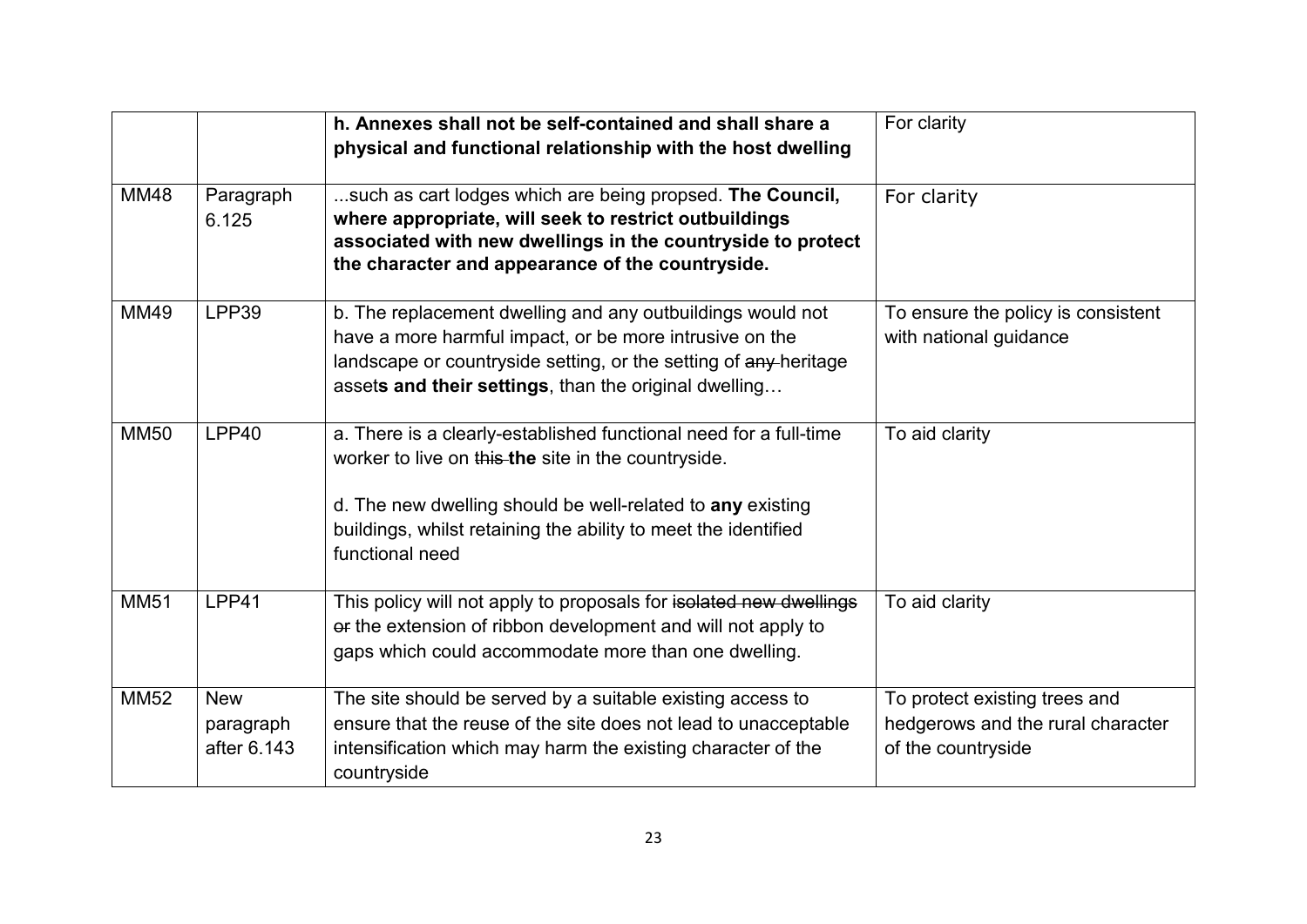| | | **h. Annexes shall not be self-contained and shall share a physical and functional relationship with the host dwelling** | For clarity |
|---|---|---|---|
| MM48 | Paragraph 6.125 | ...such as cart lodges which are being propsed. **The Council, where appropriate, will seek to restrict outbuildings associated with new dwellings in the countryside to protect the character and appearance of the countryside.** | For clarity |
| MM49 | LPP39 | b. The replacement dwelling and any outbuildings would not have a more harmful impact, or be more intrusive on the landscape or countryside setting, or the setting of ~~any~~ heritage asset**s and their settings**, than the original dwelling… | To ensure the policy is consistent with national guidance |
| MM50 | LPP40 | a. There is a clearly-established functional need for a full-time worker to live on ~~this~~ **the** site in the countryside.<br><br>d. The new dwelling should be well-related to **any** existing buildings, whilst retaining the ability to meet the identified functional need | To aid clarity |
| MM51 | LPP41 | This policy will not apply to proposals for ~~isolated new dwellings or~~ the extension of ribbon development and will not apply to gaps which could accommodate more than one dwelling. | To aid clarity |
| MM52 | New paragraph after 6.143 | The site should be served by a suitable existing access to ensure that the reuse of the site does not lead to unacceptable intensification which may harm the existing character of the countryside | To protect existing trees and hedgerows and the rural character of the countryside |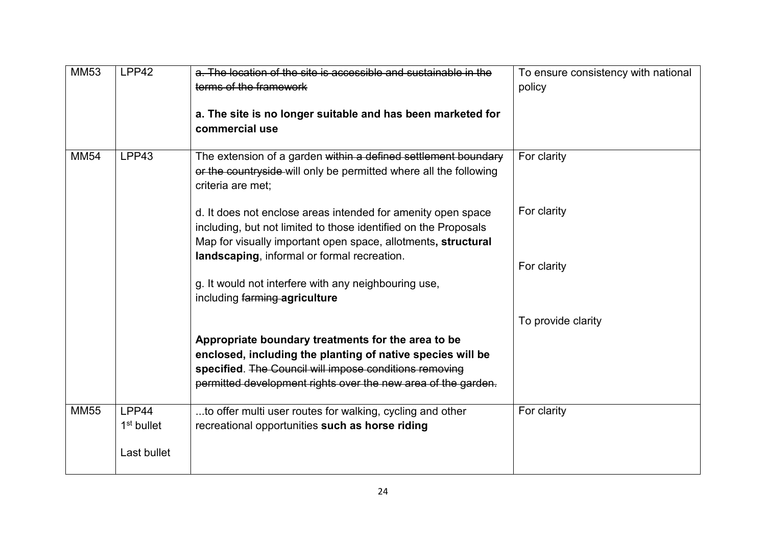| | | | |
|---|---|---|---|
| MM53 | LPP42 | ~~a. The location of the site is accessible and sustainable in the terms of the framework~~<br><br>**a. The site is no longer suitable and has been marketed for commercial use** | To ensure consistency with national policy |
| MM54 | LPP43 | The extension of a garden ~~within a defined settlement boundary or the countryside~~ will only be permitted where all the following criteria are met;<br><br>d. It does not enclose areas intended for amenity open space including, but not limited to those identified on the Proposals Map for visually important open space, allotments**, structural landscaping**, informal or formal recreation.<br><br>g. It would not interfere with any neighbouring use, including ~~farming~~ **agriculture**<br><br>**Appropriate boundary treatments for the area to be enclosed, including the planting of native species will be specified**. ~~The Council will impose conditions removing permitted development rights over the new area of the garden.~~ | For clarity<br><br>For clarity<br><br>For clarity<br><br>To provide clarity |
| MM55 | LPP44<br>1st bullet<br><br>Last bullet | ...to offer multi user routes for walking, cycling and other recreational opportunities **such as horse riding** | For clarity |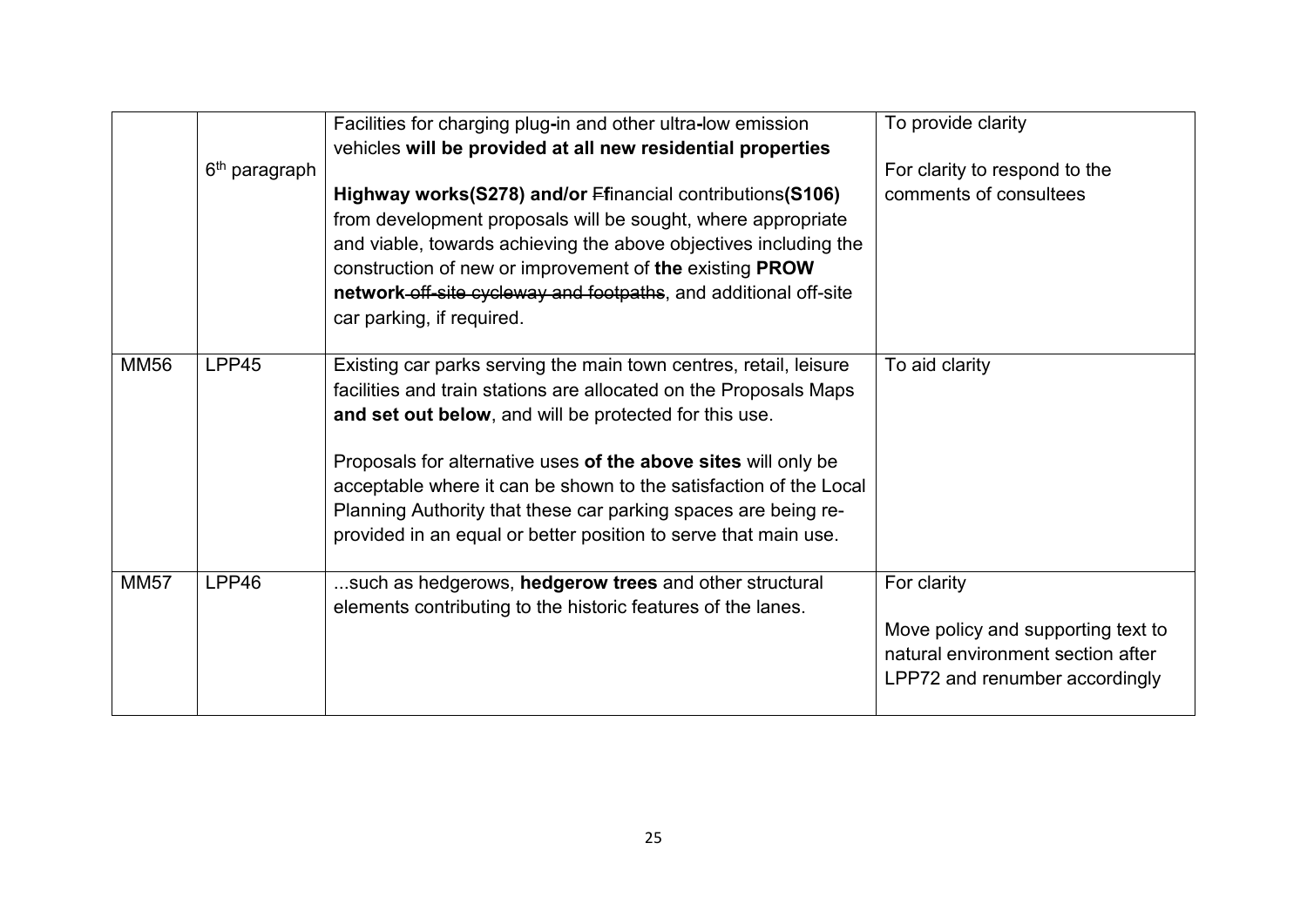| | | | |
|---|---|---|---|
| | 6th paragraph | Facilities for charging plug-in and other ultra-low emission vehicles **will be provided at all new residential properties**<br><br>**Highway works(S278) and/or** ~~F~~**f**inancial contributions**(S106)** from development proposals will be sought, where appropriate and viable, towards achieving the above objectives including the construction of new or improvement of **the** existing **PROW network** ~~off-site cycleway and footpaths~~, and additional off-site car parking, if required. | To provide clarity<br><br>For clarity to respond to the comments of consultees |
| MM56 | LPP45 | Existing car parks serving the main town centres, retail, leisure facilities and train stations are allocated on the Proposals Maps **and set out below**, and will be protected for this use.<br><br>Proposals for alternative uses **of the above sites** will only be acceptable where it can be shown to the satisfaction of the Local Planning Authority that these car parking spaces are being re-provided in an equal or better position to serve that main use. | To aid clarity |
| MM57 | LPP46 | ...such as hedgerows, **hedgerow trees** and other structural elements contributing to the historic features of the lanes. | For clarity<br><br>Move policy and supporting text to natural environment section after LPP72 and renumber accordingly |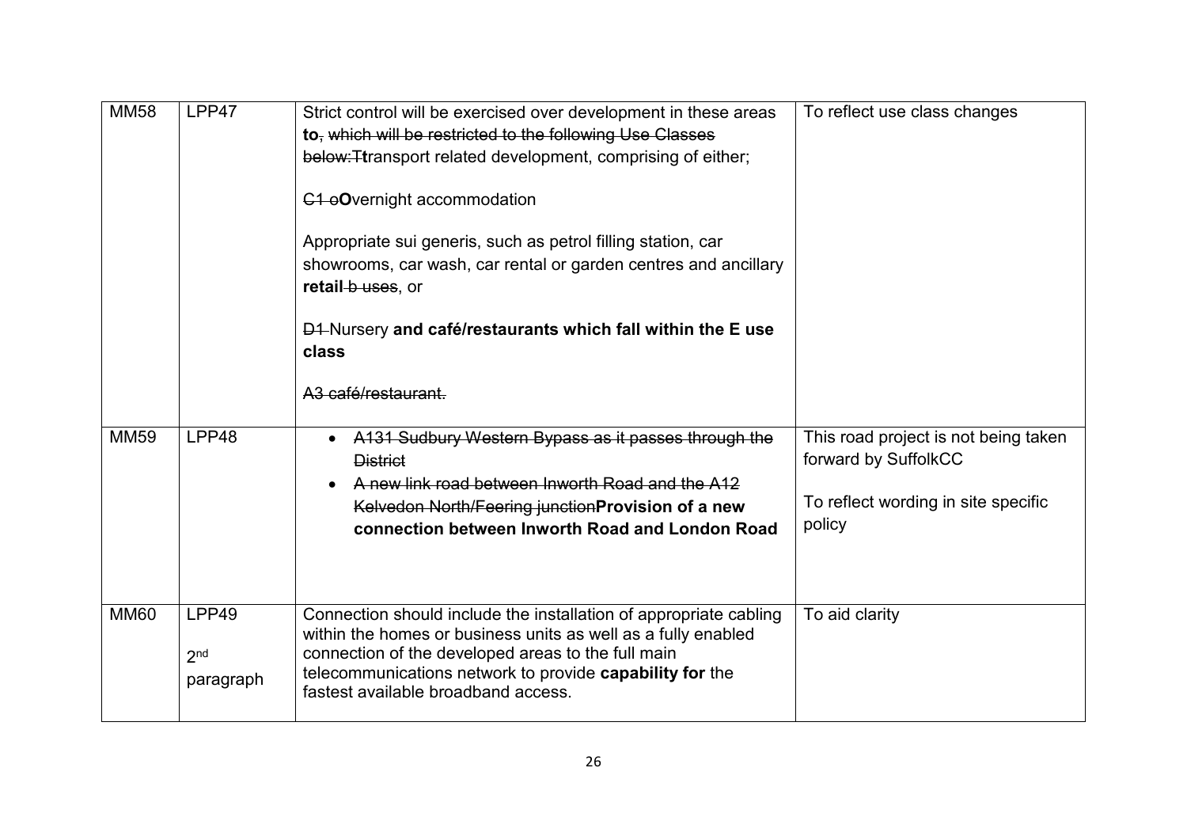| MM58 | LPP47 | Strict control will be exercised over development in these areas **to**~~, which will be restricted to the following Use Classes below:T~~**t**ransport related development, comprising of either;<br><br>~~C1 o~~**O**vernight accommodation<br><br>Appropriate sui generis, such as petrol filling station, car showrooms, car wash, car rental or garden centres and ancillary **retail** ~~b uses~~, or<br><br>~~D1~~ Nursery **and café/restaurants which fall within the E use class**<br><br>~~A3 café/restaurant.~~ | To reflect use class changes |
|---|---|---|---|
| MM59 | LPP48 | • ~~A131 Sudbury Western Bypass as it passes through the District~~<br>• ~~A new link road between Inworth Road and the A12 Kelvedon North/Feering junction~~**Provision of a new connection between Inworth Road and London Road** | This road project is not being taken forward by SuffolkCC<br><br>To reflect wording in site specific policy |
| MM60 | LPP49<br><br>2nd paragraph | Connection should include the installation of appropriate cabling within the homes or business units as well as a fully enabled connection of the developed areas to the full main telecommunications network to provide **capability for** the fastest available broadband access. | To aid clarity |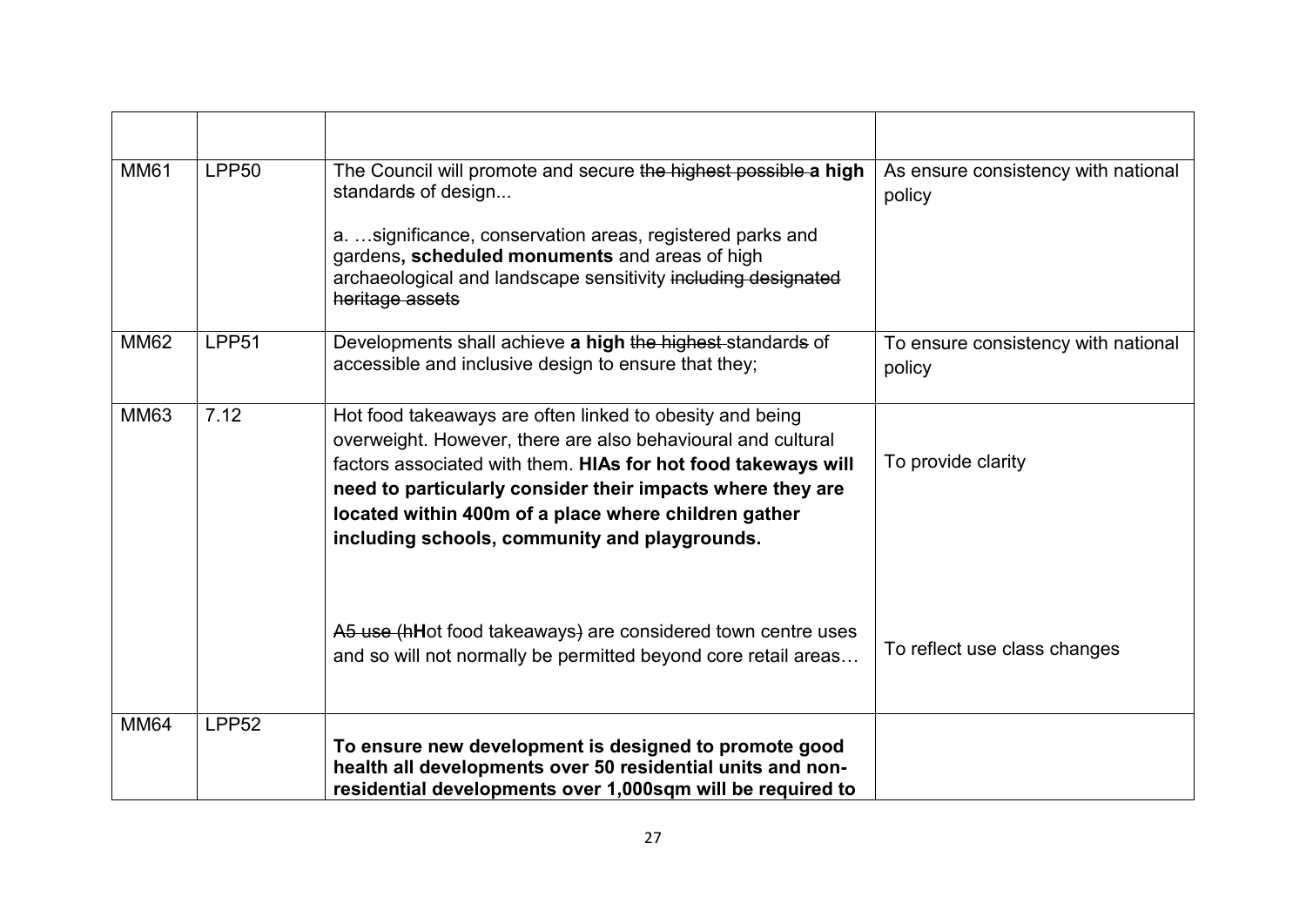| | | | |
|---|---|---|---|
| MM61 | LPP50 | The Council will promote and secure ~~the highest possible~~ **a high** standard~~s~~ of design...<br><br>a. …significance, conservation areas, registered parks and gardens**, scheduled monuments** and areas of high archaeological and landscape sensitivity ~~including designated heritage assets~~ | As ensure consistency with national policy |
| MM62 | LPP51 | Developments shall achieve **a high** ~~the highest~~ standard~~s~~ of accessible and inclusive design to ensure that they; | To ensure consistency with national policy |
| MM63 | 7.12 | Hot food takeaways are often linked to obesity and being overweight. However, there are also behavioural and cultural factors associated with them. **HIAs for hot food takeways will need to particularly consider their impacts where they are located within 400m of a place where children gather including schools, community and playgrounds.**<br><br>~~A5 use (h~~**H**ot food takeaways~~)~~ are considered town centre uses and so will not normally be permitted beyond core retail areas… | To provide clarity<br><br>To reflect use class changes |
| MM64 | LPP52 | **To ensure new development is designed to promote good health all developments over 50 residential units and non-residential developments over 1,000sqm will be required to** | |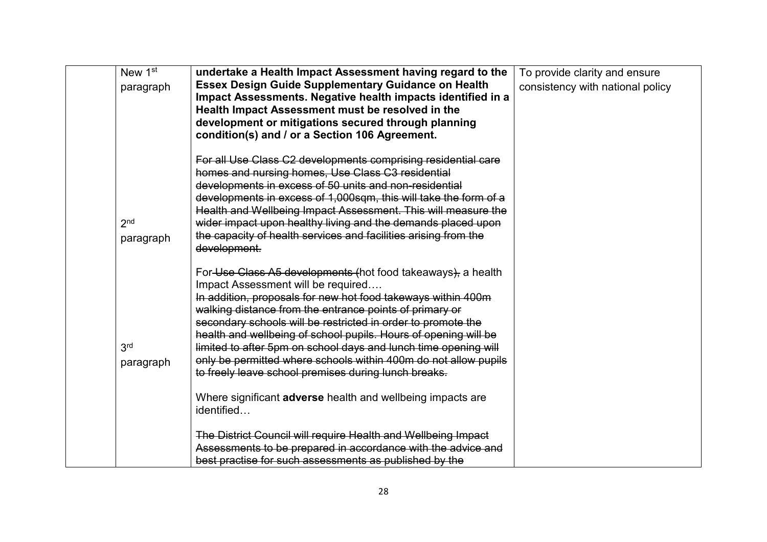| | | | |
|---|---|---|---|
| | New 1st paragraph | **undertake a Health Impact Assessment having regard to the Essex Design Guide Supplementary Guidance on Health Impact Assessments. Negative health impacts identified in a Health Impact Assessment must be resolved in the development or mitigations secured through planning condition(s) and / or a Section 106 Agreement.** | To provide clarity and ensure consistency with national policy |
| | 2nd paragraph | ~~For all Use Class C2 developments comprising residential care homes and nursing homes, Use Class C3 residential developments in excess of 50 units and non-residential developments in excess of 1,000sqm, this will take the form of a Health and Wellbeing Impact Assessment. This will measure the wider impact upon healthy living and the demands placed upon the capacity of health services and facilities arising from the development.~~ | |
| | 3rd paragraph | For ~~Use Class A5 developments (~~hot food takeaways~~),~~ a health Impact Assessment will be required….<br>~~In addition, proposals for new hot food takeways within 400m walking distance from the entrance points of primary or secondary schools will be restricted in order to promote the health and wellbeing of school pupils. Hours of opening will be limited to after 5pm on school days and lunch time opening will only be permitted where schools within 400m do not allow pupils to freely leave school premises during lunch breaks.~~<br><br>Where significant **adverse** health and wellbeing impacts are identified…<br><br>~~The District Council will require Health and Wellbeing Impact Assessments to be prepared in accordance with the advice and best practise for such assessments as published by the~~ | |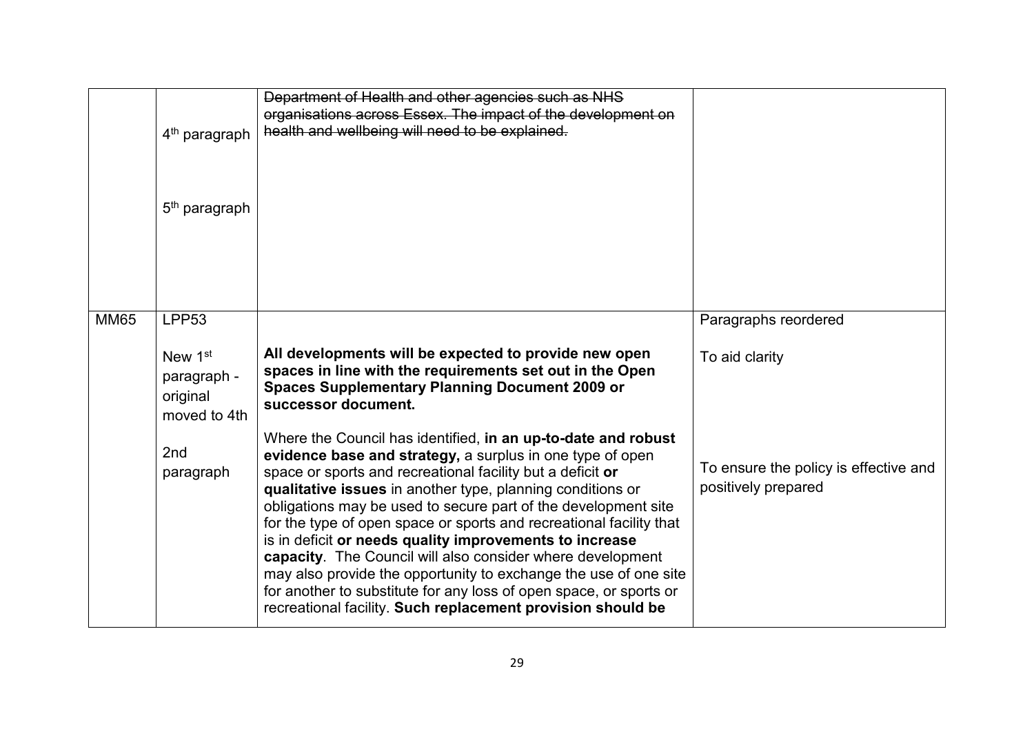| | | | |
|---|---|---|---|
| | 4th paragraph<br><br>5th paragraph | ~~Department of Health and other agencies such as NHS organisations across Essex. The impact of the development on health and wellbeing will need to be explained.~~ | |
| MM65 | LPP53<br><br>New 1st paragraph - original moved to 4th<br><br>2nd paragraph | **All developments will be expected to provide new open spaces in line with the requirements set out in the Open Spaces Supplementary Planning Document 2009 or successor document.**<br><br>Where the Council has identified, **in an up-to-date and robust evidence base and strategy,** a surplus in one type of open space or sports and recreational facility but a deficit **or qualitative issues** in another type, planning conditions or obligations may be used to secure part of the development site for the type of open space or sports and recreational facility that is in deficit **or needs quality improvements to increase capacity**. The Council will also consider where development may also provide the opportunity to exchange the use of one site for another to substitute for any loss of open space, or sports or recreational facility. **Such replacement provision should be** | Paragraphs reordered<br><br>To aid clarity<br><br>To ensure the policy is effective and positively prepared |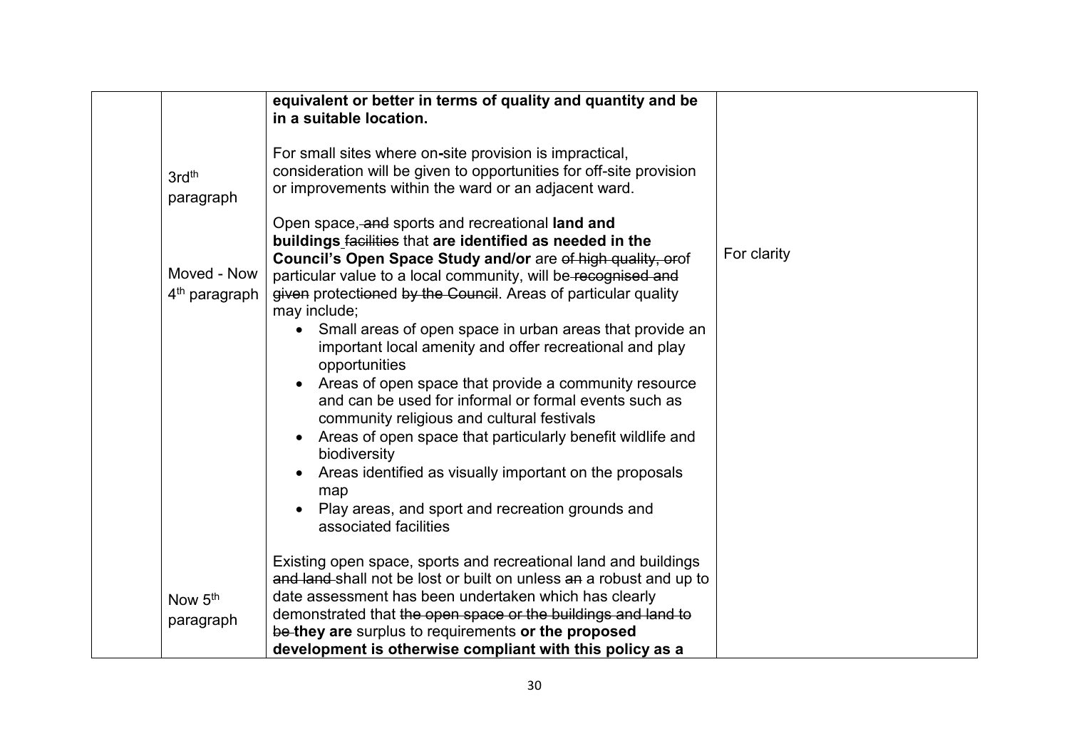| | | | |
|---|---|---|---|
| | | **equivalent or better in terms of quality and quantity and be in a suitable location.** | |
| | 3rd[th] paragraph | For small sites where on-site provision is impractical, consideration will be given to opportunities for off-site provision or improvements within the ward or an adjacent ward. | |
| | Moved - Now 4[th] paragraph | Open space, ~~and~~ sports and recreational **land and buildings** ~~facilities~~ that **are identified as needed in the Council's Open Space Study and/or** are ~~of high quality, or~~of particular value to a local community, will be ~~recognised and given~~ protect~~ion~~ed ~~by the Council~~. Areas of particular quality may include;<br>• Small areas of open space in urban areas that provide an important local amenity and offer recreational and play opportunities<br>• Areas of open space that provide a community resource and can be used for informal or formal events such as community religious and cultural festivals<br>• Areas of open space that particularly benefit wildlife and biodiversity<br>• Areas identified as visually important on the proposals map<br>• Play areas, and sport and recreation grounds and associated facilities | For clarity |
| | Now 5[th] paragraph | Existing open space, sports and recreational land and buildings ~~and land~~ shall not be lost or built on unless ~~an~~ a robust and up to date assessment has been undertaken which has clearly demonstrated that ~~the open space or the buildings and land to be~~ **they are** surplus to requirements **or the proposed development is otherwise compliant with this policy as a** | |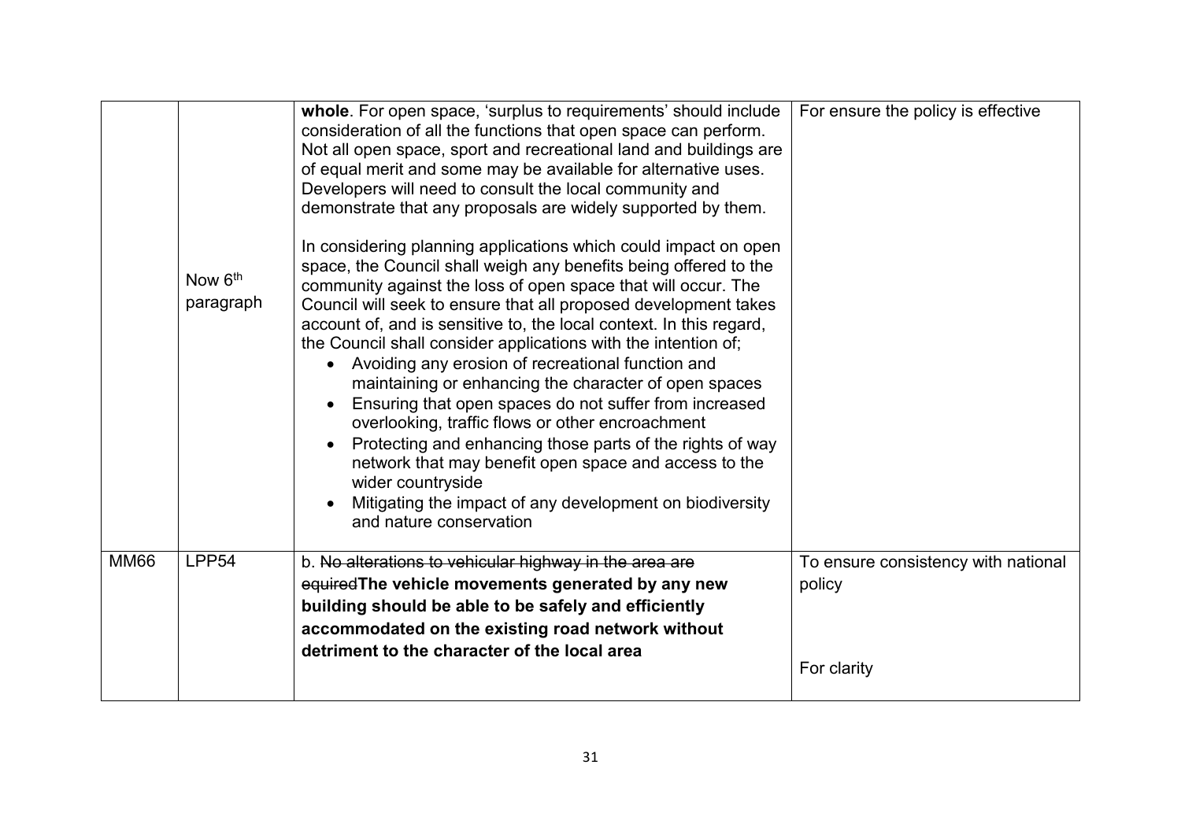| | | | |
|---|---|---|---|
| | Now 6th paragraph | **whole**. For open space, 'surplus to requirements' should include consideration of all the functions that open space can perform. Not all open space, sport and recreational land and buildings are of equal merit and some may be available for alternative uses. Developers will need to consult the local community and demonstrate that any proposals are widely supported by them.<br><br>In considering planning applications which could impact on open space, the Council shall weigh any benefits being offered to the community against the loss of open space that will occur. The Council will seek to ensure that all proposed development takes account of, and is sensitive to, the local context. In this regard, the Council shall consider applications with the intention of;<br>• Avoiding any erosion of recreational function and maintaining or enhancing the character of open spaces<br>• Ensuring that open spaces do not suffer from increased overlooking, traffic flows or other encroachment<br>• Protecting and enhancing those parts of the rights of way network that may benefit open space and access to the wider countryside<br>• Mitigating the impact of any development on biodiversity and nature conservation | For ensure the policy is effective |
| MM66 | LPP54 | b. ~~No alterations to vehicular highway in the area are equired~~**The vehicle movements generated by any new building should be able to be safely and efficiently accommodated on the existing road network without detriment to the character of the local area** | To ensure consistency with national policy<br><br>For clarity |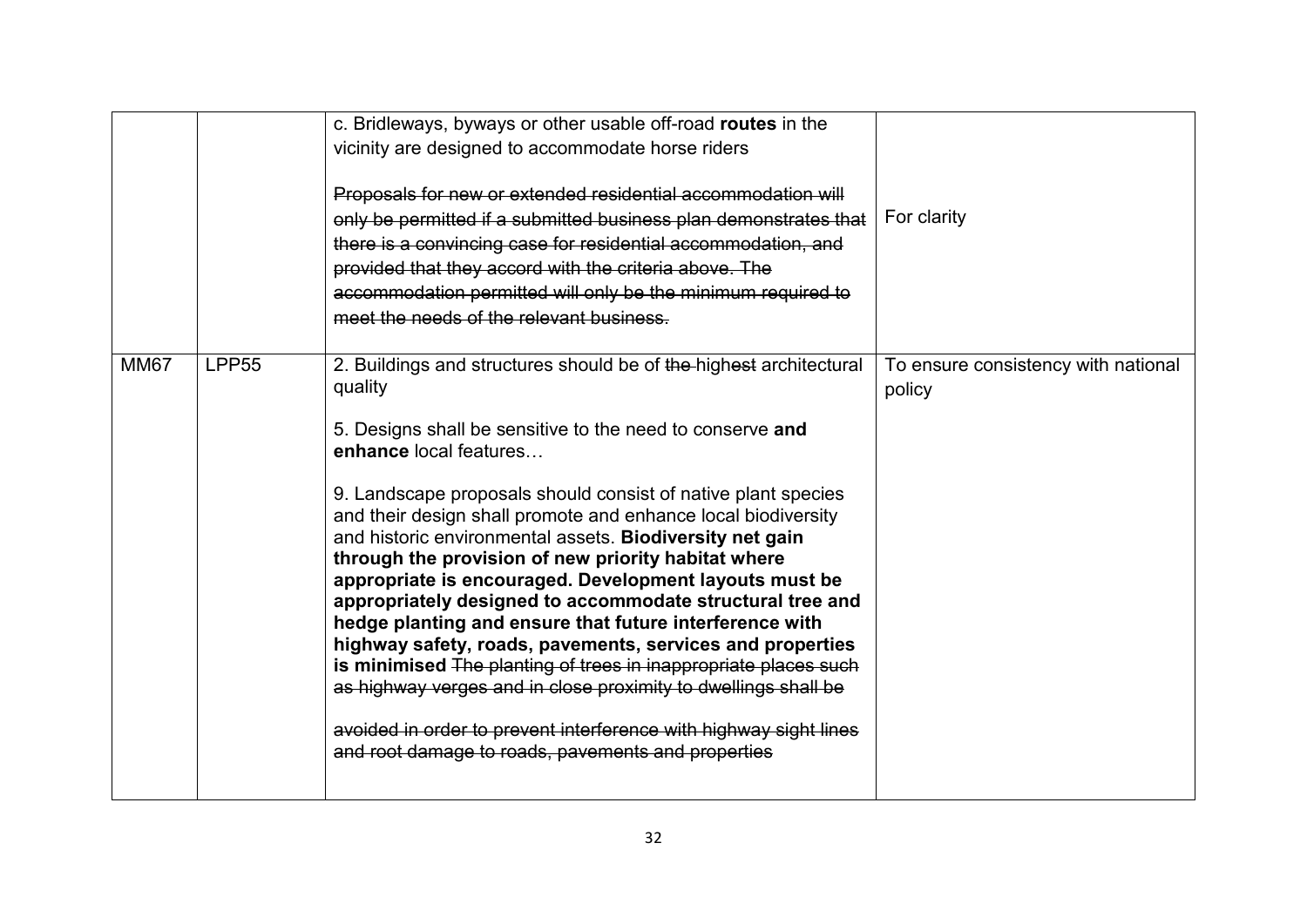|  |  |  |  |
| --- | --- | --- | --- |
|  |  | c. Bridleways, byways or other usable off-road **routes** in the vicinity are designed to accommodate horse riders<br><br>~~Proposals for new or extended residential accommodation will only be permitted if a submitted business plan demonstrates that there is a convincing case for residential accommodation, and provided that they accord with the criteria above. The accommodation permitted will only be the minimum required to meet the needs of the relevant business.~~ | For clarity |
| MM67 | LPP55 | 2. Buildings and structures should be of ~~the~~ high~~est~~ architectural quality<br><br>5. Designs shall be sensitive to the need to conserve **and enhance** local features…<br><br>9. Landscape proposals should consist of native plant species and their design shall promote and enhance local biodiversity and historic environmental assets. **Biodiversity net gain through the provision of new priority habitat where appropriate is encouraged. Development layouts must be appropriately designed to accommodate structural tree and hedge planting and ensure that future interference with highway safety, roads, pavements, services and properties is minimised** ~~The planting of trees in inappropriate places such as highway verges and in close proximity to dwellings shall be avoided in order to prevent interference with highway sight lines and root damage to roads, pavements and properties~~ | To ensure consistency with national policy |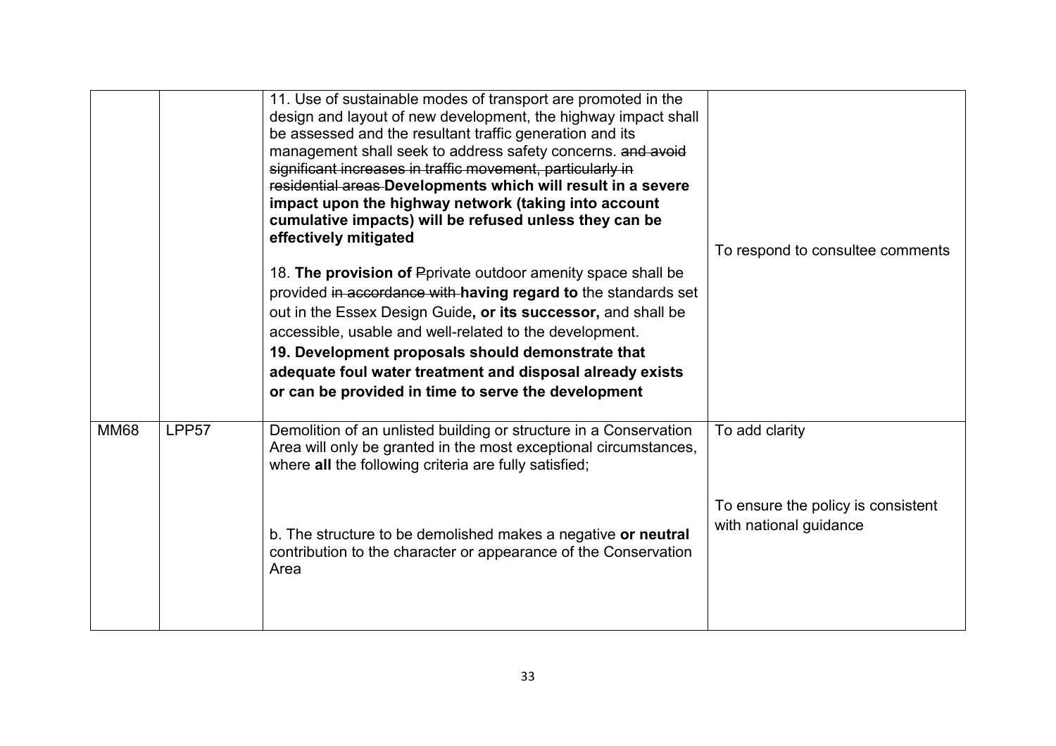| | | | |
|---|---|---|---|
| | | 11. Use of sustainable modes of transport are promoted in the design and layout of new development, the highway impact shall be assessed and the resultant traffic generation and its management shall seek to address safety concerns. ~~and avoid significant increases in traffic movement, particularly in residential areas~~ **Developments which will result in a severe impact upon the highway network (taking into account cumulative impacts) will be refused unless they can be effectively mitigated**<br><br>18. **The provision of** ~~P~~private outdoor amenity space shall be provided ~~in accordance with~~ **having regard to** the standards set out in the Essex Design Guide**, or its successor,** and shall be accessible, usable and well-related to the development.<br>**19. Development proposals should demonstrate that adequate foul water treatment and disposal already exists or can be provided in time to serve the development** | To respond to consultee comments |
| MM68 | LPP57 | Demolition of an unlisted building or structure in a Conservation Area will only be granted in the most exceptional circumstances, where **all** the following criteria are fully satisfied;<br><br>b. The structure to be demolished makes a negative **or neutral** contribution to the character or appearance of the Conservation Area | To add clarity<br><br>To ensure the policy is consistent with national guidance |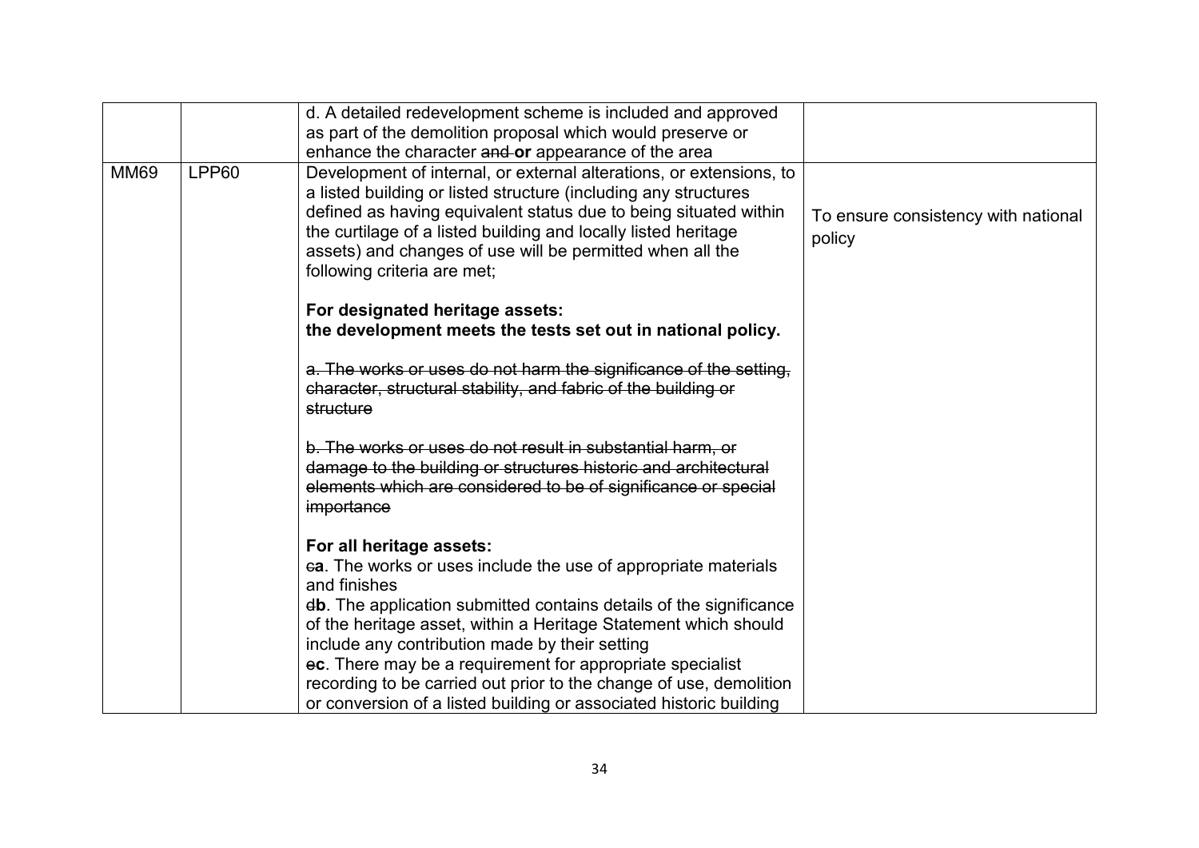|  |  |  |  |
|---|---|---|---|
|  |  | d. A detailed redevelopment scheme is included and approved as part of the demolition proposal which would preserve or enhance the character ~~and~~ **or** appearance of the area |  |
| MM69 | LPP60 | Development of internal, or external alterations, or extensions, to a listed building or listed structure (including any structures defined as having equivalent status due to being situated within the curtilage of a listed building and locally listed heritage assets) and changes of use will be permitted when all the following criteria are met;<br><br>**For designated heritage assets:**<br>**the development meets the tests set out in national policy.**<br><br>~~a. The works or uses do not harm the significance of the setting, character, structural stability, and fabric of the building or structure~~<br><br>~~b. The works or uses do not result in substantial harm, or damage to the building or structures historic and architectural elements which are considered to be of significance or special importance~~<br><br>**For all heritage assets:**<br>~~c~~**a**. The works or uses include the use of appropriate materials and finishes<br>~~d~~**b**. The application submitted contains details of the significance of the heritage asset, within a Heritage Statement which should include any contribution made by their setting<br>~~e~~**c**. There may be a requirement for appropriate specialist recording to be carried out prior to the change of use, demolition or conversion of a listed building or associated historic building | To ensure consistency with national policy |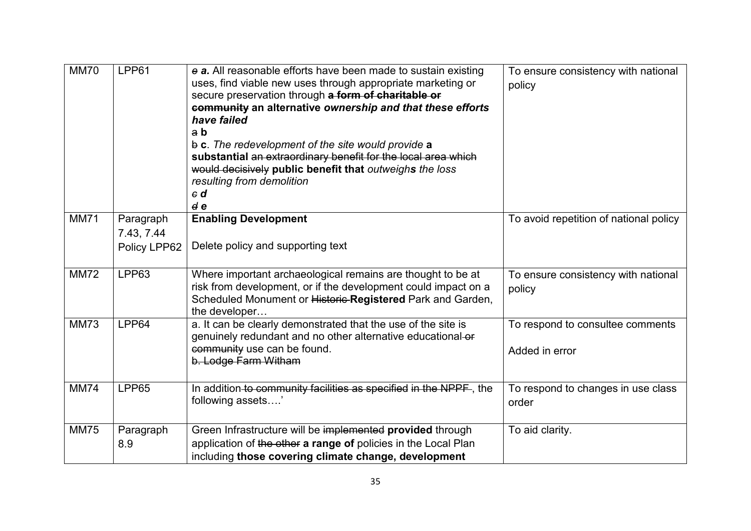| MM70 | LPP61 | ~~c~~ ***a.*** All reasonable efforts have been made to sustain existing uses, find viable new uses through appropriate marketing or secure preservation through ~~**a form of charitable or community**~~ **an alternative *ownership and that these efforts have failed***<br>~~a~~ **b**<br>~~b~~ **c**. *The redevelopment of the site would provide* **a substantial** ~~an extraordinary benefit for the local area which would decisively~~ **public benefit that** *outweigh**s** the loss resulting from demolition*<br>~~*c*~~ ***d***<br>~~*d*~~ ***e*** | To ensure consistency with national policy |
|---|---|---|---|
| MM71 | Paragraph 7.43, 7.44<br>Policy LPP62 | **Enabling Development**<br><br>Delete policy and supporting text | To avoid repetition of national policy |
| MM72 | LPP63 | Where important archaeological remains are thought to be at risk from development, or if the development could impact on a Scheduled Monument or ~~Historic~~ **Registered** Park and Garden, the developer… | To ensure consistency with national policy |
| MM73 | LPP64 | a. It can be clearly demonstrated that the use of the site is genuinely redundant and no other alternative educational ~~or community~~ use can be found.<br>~~b. Lodge Farm Witham~~ | To respond to consultee comments<br><br>Added in error |
| MM74 | LPP65 | In addition ~~to community facilities as specified~~ in the NPPF ~~,~~ the following assets….' | To respond to changes in use class order |
| MM75 | Paragraph 8.9 | Green Infrastructure will be ~~implemented~~ **provided** through application of ~~the other~~ **a range of** policies in the Local Plan including **those covering climate change, development** | To aid clarity. |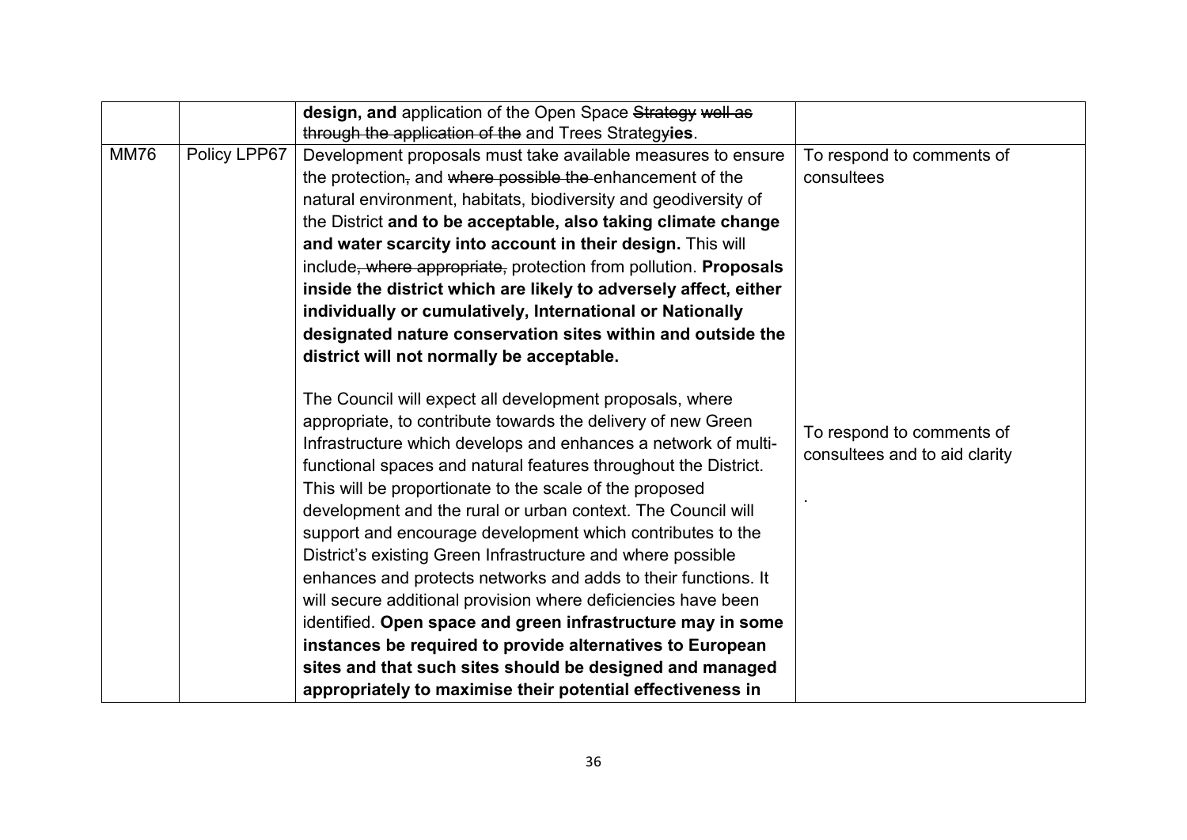| | | | |
|---|---|---|---|
| | | **design, and** application of the Open Space ~~Strategy well as through the application of the~~ and Trees Strateg~~y~~**ies**. | |
| MM76 | Policy LPP67 | Development proposals must take available measures to ensure the protection~~,~~ and ~~where possible the~~ enhancement of the natural environment, habitats, biodiversity and geodiversity of the District **and to be acceptable, also taking climate change and water scarcity into account in their design.** This will include~~, where appropriate,~~ protection from pollution. **Proposals inside the district which are likely to adversely affect, either individually or cumulatively, International or Nationally designated nature conservation sites within and outside the district will not normally be acceptable.**<br><br>The Council will expect all development proposals, where appropriate, to contribute towards the delivery of new Green Infrastructure which develops and enhances a network of multi-functional spaces and natural features throughout the District. This will be proportionate to the scale of the proposed development and the rural or urban context. The Council will support and encourage development which contributes to the District's existing Green Infrastructure and where possible enhances and protects networks and adds to their functions. It will secure additional provision where deficiencies have been identified. **Open space and green infrastructure may in some instances be required to provide alternatives to European sites and that such sites should be designed and managed appropriately to maximise their potential effectiveness in** | To respond to comments of consultees<br><br>To respond to comments of consultees and to aid clarity<br><br>. |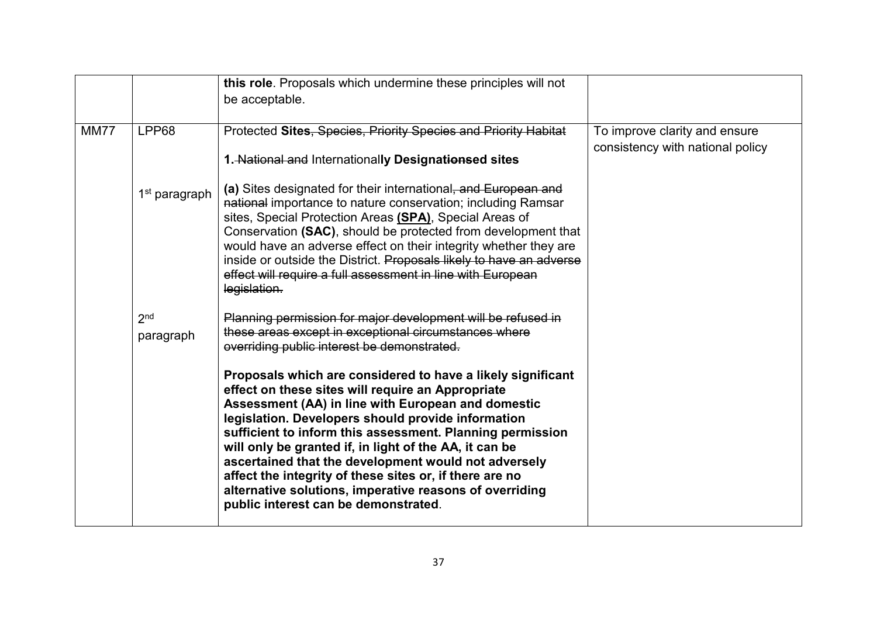| | | | |
|---|---|---|---|
| | | **this role**. Proposals which undermine these principles will not be acceptable. | |
| MM77 | LPP68 | Protected **Sites**~~, Species, Priority Species and Priority Habitat~~<br><br>**1.** ~~National and~~ International**ly Designat**~~ions~~**ed sites** | To improve clarity and ensure consistency with national policy |
| | 1st paragraph | **(a)** Sites designated for their international~~, and European and national~~ importance to nature conservation; including Ramsar sites, Special Protection Areas **(SPA)**, Special Areas of Conservation **(SAC)**, should be protected from development that would have an adverse effect on their integrity whether they are inside or outside the District. ~~Proposals likely to have an adverse effect will require a full assessment in line with European legislation.~~ | |
| | 2nd paragraph | ~~Planning permission for major development will be refused in these areas except in exceptional circumstances where overriding public interest be demonstrated.~~<br><br>**Proposals which are considered to have a likely significant effect on these sites will require an Appropriate Assessment (AA) in line with European and domestic legislation. Developers should provide information sufficient to inform this assessment. Planning permission will only be granted if, in light of the AA, it can be ascertained that the development would not adversely affect the integrity of these sites or, if there are no alternative solutions, imperative reasons of overriding public interest can be demonstrated**. | |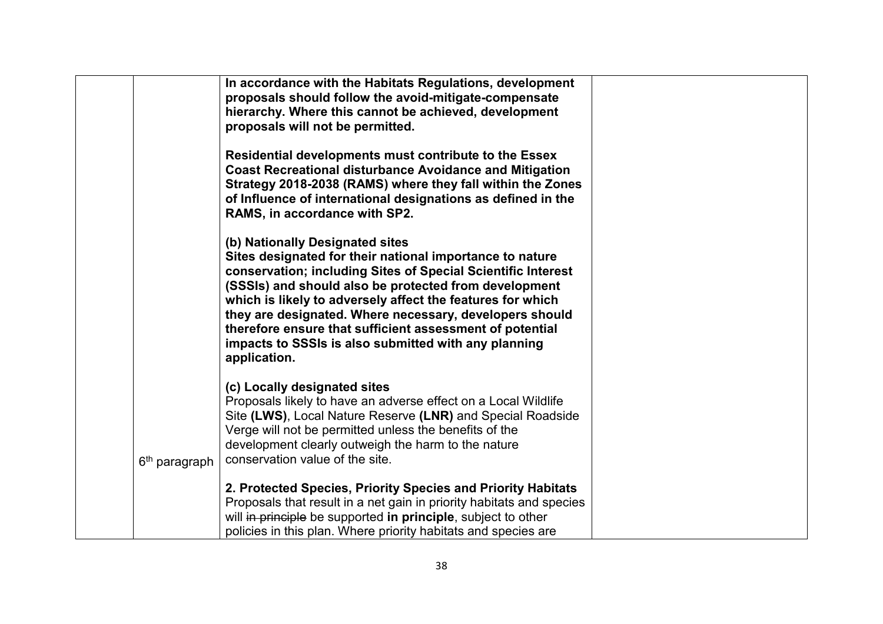| | | | |
|---|---|---|---|
| | 6th paragraph | **In accordance with the Habitats Regulations, development proposals should follow the avoid-mitigate-compensate hierarchy. Where this cannot be achieved, development proposals will not be permitted.**<br><br>**Residential developments must contribute to the Essex Coast Recreational disturbance Avoidance and Mitigation Strategy 2018-2038 (RAMS) where they fall within the Zones of Influence of international designations as defined in the RAMS, in accordance with SP2.**<br><br>**(b) Nationally Designated sites**<br>**Sites designated for their national importance to nature conservation; including Sites of Special Scientific Interest (SSSIs) and should also be protected from development which is likely to adversely affect the features for which they are designated. Where necessary, developers should therefore ensure that sufficient assessment of potential impacts to SSSIs is also submitted with any planning application.**<br><br>**(c) Locally designated sites**<br>Proposals likely to have an adverse effect on a Local Wildlife Site **(LWS)**, Local Nature Reserve **(LNR)** and Special Roadside Verge will not be permitted unless the benefits of the development clearly outweigh the harm to the nature conservation value of the site.<br><br>**2. Protected Species, Priority Species and Priority Habitats**<br>Proposals that result in a net gain in priority habitats and species will ~~in principle~~ be supported **in principle**, subject to other policies in this plan. Where priority habitats and species are | |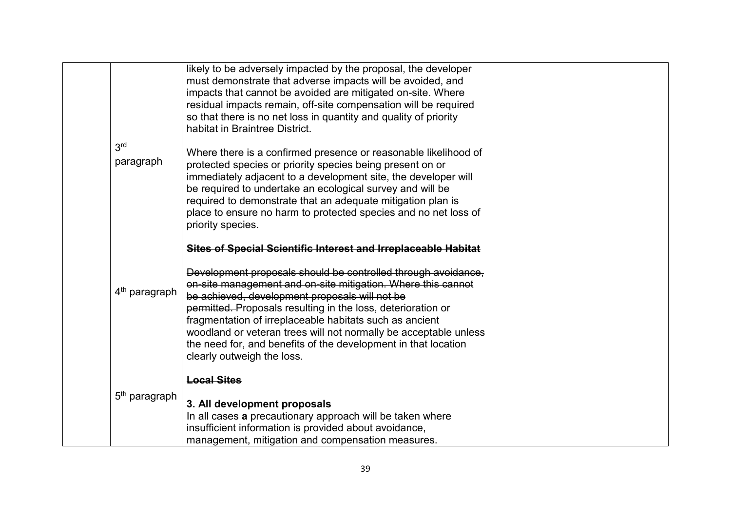| | | | |
|---|---|---|---|
| | | likely to be adversely impacted by the proposal, the developer must demonstrate that adverse impacts will be avoided, and impacts that cannot be avoided are mitigated on-site. Where residual impacts remain, off-site compensation will be required so that there is no net loss in quantity and quality of priority habitat in Braintree District. | |
| | 3rd paragraph | Where there is a confirmed presence or reasonable likelihood of protected species or priority species being present on or immediately adjacent to a development site, the developer will be required to undertake an ecological survey and will be required to demonstrate that an adequate mitigation plan is place to ensure no harm to protected species and no net loss of priority species.<br><br>~~**Sites of Special Scientific Interest and Irreplaceable Habitat**~~ | |
| | 4th paragraph | ~~Development proposals should be controlled through avoidance, on-site management and on-site mitigation. Where this cannot be achieved, development proposals will not be permitted.~~ Proposals resulting in the loss, deterioration or fragmentation of irreplaceable habitats such as ancient woodland or veteran trees will not normally be acceptable unless the need for, and benefits of the development in that location clearly outweigh the loss.<br><br>~~**Local Sites**~~ | |
| | 5th paragraph | **3. All development proposals**<br>In all cases **a** precautionary approach will be taken where insufficient information is provided about avoidance, management, mitigation and compensation measures. | |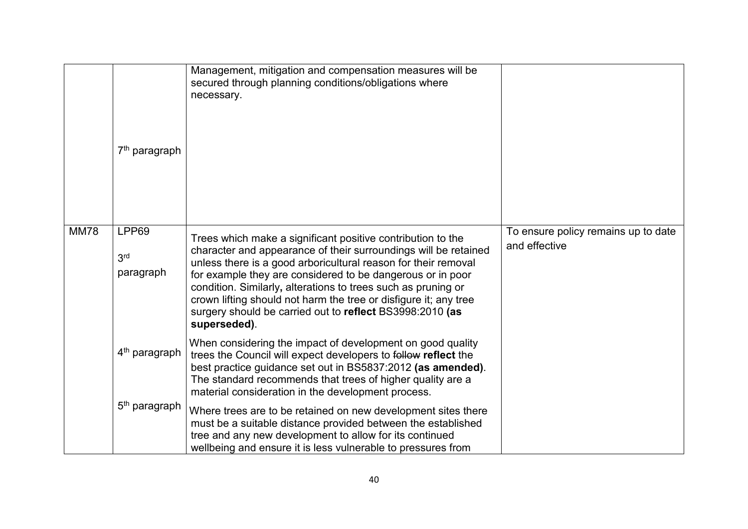| | | | |
|---|---|---|---|
| | 7th paragraph | Management, mitigation and compensation measures will be secured through planning conditions/obligations where necessary. | |
| MM78 | LPP69<br><br>3rd paragraph<br><br><br><br><br><br>4th paragraph<br><br><br><br>5th paragraph | Trees which make a significant positive contribution to the character and appearance of their surroundings will be retained unless there is a good arboricultural reason for their removal for example they are considered to be dangerous or in poor condition. Similarly**,** alterations to trees such as pruning or crown lifting should not harm the tree or disfigure it; any tree surgery should be carried out to **reflect** BS3998:2010 **(as superseded)**.<br><br>When considering the impact of development on good quality trees the Council will expect developers to ~~follow~~ **reflect** the best practice guidance set out in BS5837:2012 **(as amended)**. The standard recommends that trees of higher quality are a material consideration in the development process.<br><br>Where trees are to be retained on new development sites there must be a suitable distance provided between the established tree and any new development to allow for its continued wellbeing and ensure it is less vulnerable to pressures from | To ensure policy remains up to date and effective |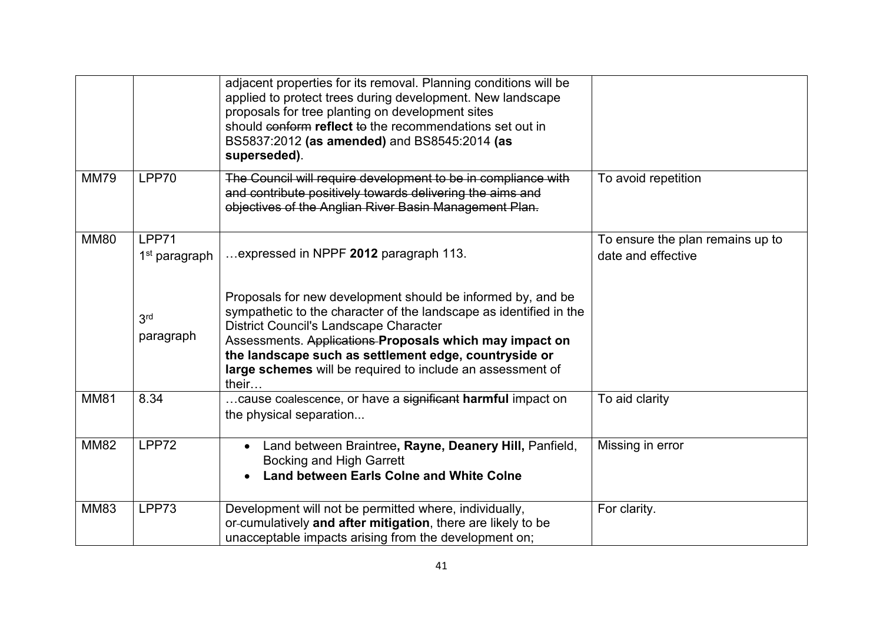| | | | |
|---|---|---|---|
| | | adjacent properties for its removal. Planning conditions will be applied to protect trees during development. New landscape proposals for tree planting on development sites should ~~conform~~ **reflect** ~~to~~ the recommendations set out in BS5837:2012 **(as amended)** and BS8545:2014 **(as superseded)**. | |
| MM79 | LPP70 | ~~The Council will require development to be in compliance with and contribute positively towards delivering the aims and objectives of the Anglian River Basin Management Plan.~~ | To avoid repetition |
| MM80 | LPP71<br>1st paragraph<br><br>3rd paragraph | …expressed in NPPF **2012** paragraph 113.<br><br>Proposals for new development should be informed by, and be sympathetic to the character of the landscape as identified in the District Council's Landscape Character Assessments. ~~Applications~~ **Proposals which may impact on the landscape such as settlement edge, countryside or large schemes** will be required to include an assessment of their… | To ensure the plan remains up to date and effective |
| MM81 | 8.34 | …cause coalescen**c**e, or have a ~~significant~~ **harmful** impact on the physical separation... | To aid clarity |
| MM82 | LPP72 | • Land between Braintree**, Rayne, Deanery Hill,** Panfield, Bocking and High Garrett<br>• **Land between Earls Colne and White Colne** | Missing in error |
| MM83 | LPP73 | Development will not be permitted where, individually, or-cumulatively **and after mitigation**, there are likely to be unacceptable impacts arising from the development on; | For clarity. |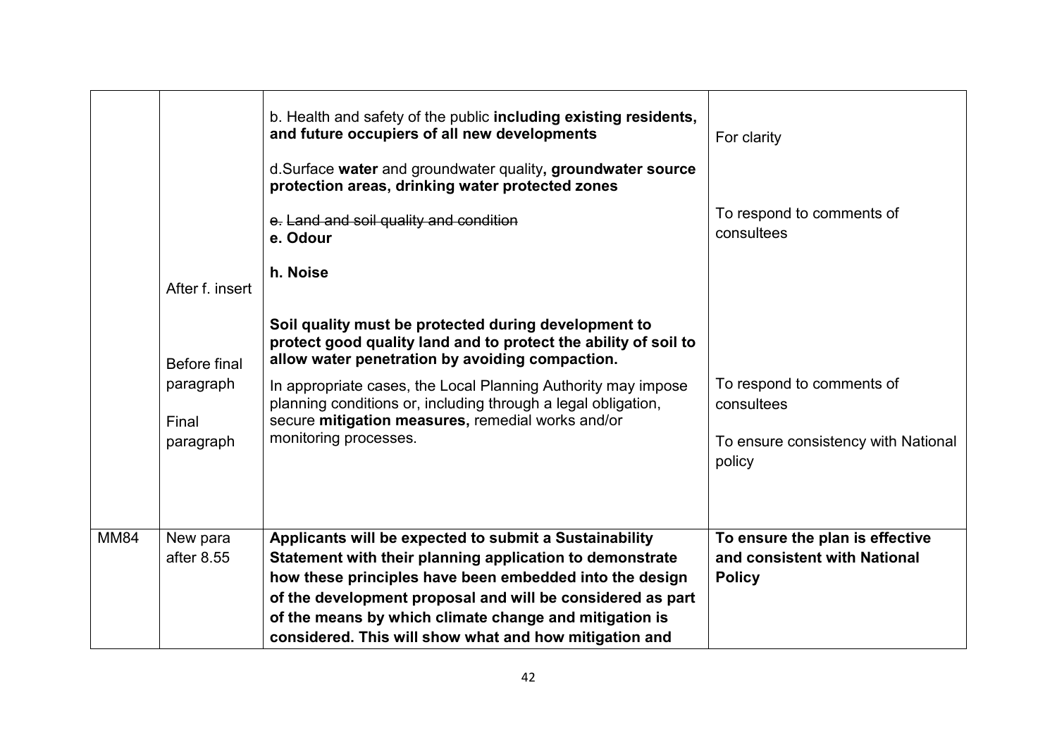| | | | |
|---|---|---|---|
| | | b. Health and safety of the public **including existing residents, and future occupiers of all new developments**<br><br>d.Surface **water** and groundwater quality**, groundwater source protection areas, drinking water protected zones** | For clarity |
| | | ~~e. Land and soil quality and condition~~<br>**e. Odour** | To respond to comments of consultees |
| | After f. insert | **h. Noise** | |
| | Before final paragraph | **Soil quality must be protected during development to protect good quality land and to protect the ability of soil to allow water penetration by avoiding compaction.** | |
| | Final paragraph | In appropriate cases, the Local Planning Authority may impose planning conditions or, including through a legal obligation, secure **mitigation measures,** remedial works and/or monitoring processes. | To respond to comments of consultees<br><br>To ensure consistency with National policy |
| MM84 | New para after 8.55 | **Applicants will be expected to submit a Sustainability Statement with their planning application to demonstrate how these principles have been embedded into the design of the development proposal and will be considered as part of the means by which climate change and mitigation is considered. This will show what and how mitigation and** | **To ensure the plan is effective and consistent with National Policy** |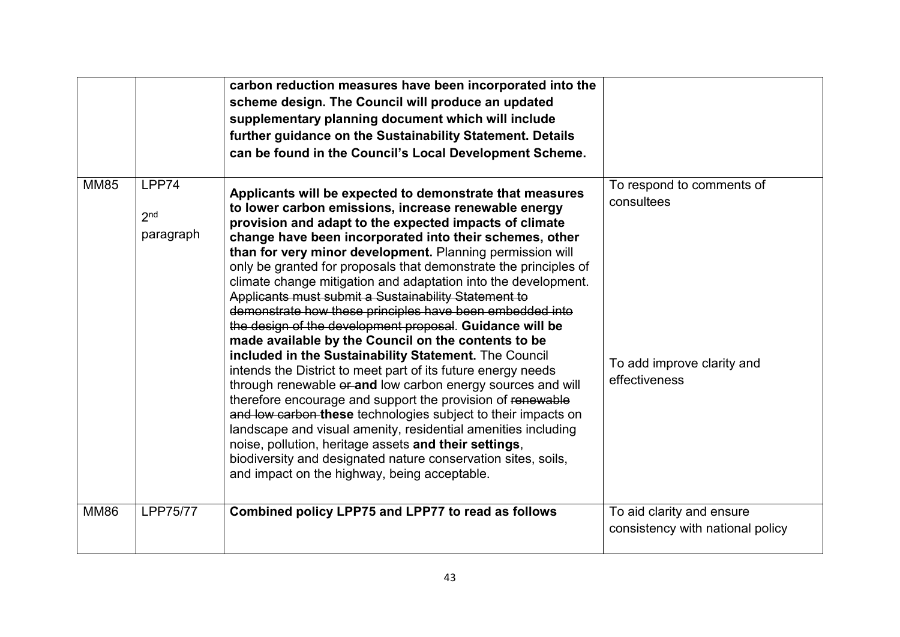| | | | |
|---|---|---|---|
| | | **carbon reduction measures have been incorporated into the scheme design. The Council will produce an updated supplementary planning document which will include further guidance on the Sustainability Statement. Details can be found in the Council's Local Development Scheme.** | |
| MM85 | LPP74<br><br>2nd paragraph | **Applicants will be expected to demonstrate that measures to lower carbon emissions, increase renewable energy provision and adapt to the expected impacts of climate change have been incorporated into their schemes, other than for very minor development.** Planning permission will only be granted for proposals that demonstrate the principles of climate change mitigation and adaptation into the development. ~~Applicants must submit a Sustainability Statement to demonstrate how these principles have been embedded into the design of the development proposal~~. **Guidance will be made available by the Council on the contents to be included in the Sustainability Statement.** The Council intends the District to meet part of its future energy needs through renewable ~~or~~ **and** low carbon energy sources and will therefore encourage and support the provision of ~~renewable and low carbon~~ **these** technologies subject to their impacts on landscape and visual amenity, residential amenities including noise, pollution, heritage assets **and their settings**, biodiversity and designated nature conservation sites, soils, and impact on the highway, being acceptable. | To respond to comments of consultees<br><br>To add improve clarity and effectiveness |
| MM86 | LPP75/77 | **Combined policy LPP75 and LPP77 to read as follows** | To aid clarity and ensure consistency with national policy |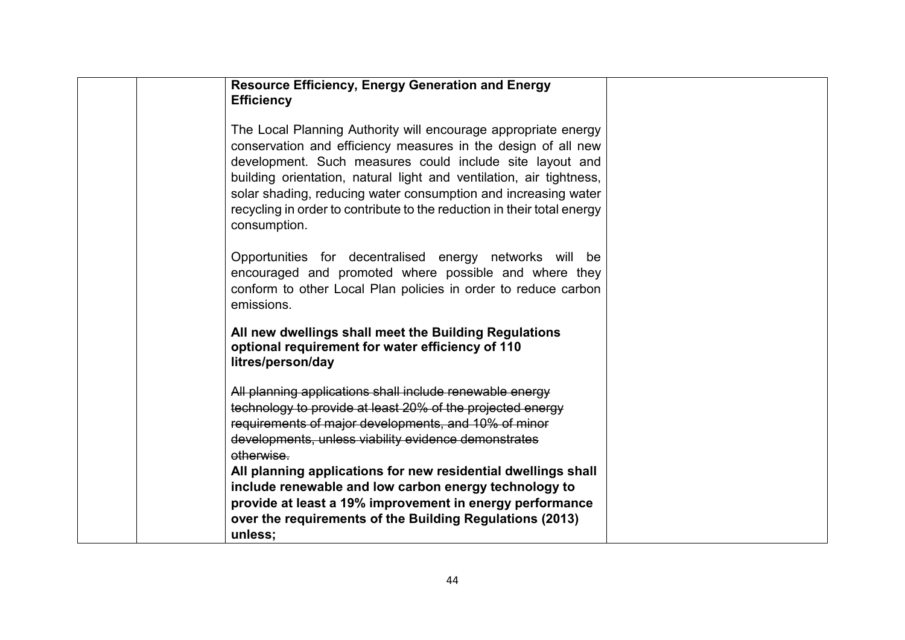**Resource Efficiency, Energy Generation and Energy Efficiency**

The Local Planning Authority will encourage appropriate energy conservation and efficiency measures in the design of all new development. Such measures could include site layout and building orientation, natural light and ventilation, air tightness, solar shading, reducing water consumption and increasing water recycling in order to contribute to the reduction in their total energy consumption.

Opportunities for decentralised energy networks will be encouraged and promoted where possible and where they conform to other Local Plan policies in order to reduce carbon emissions.

**All new dwellings shall meet the Building Regulations optional requirement for water efficiency of 110 litres/person/day**

~~All planning applications shall include renewable energy technology to provide at least 20% of the projected energy requirements of major developments, and 10% of minor developments, unless viability evidence demonstrates otherwise.~~

**All planning applications for new residential dwellings shall include renewable and low carbon energy technology to provide at least a 19% improvement in energy performance over the requirements of the Building Regulations (2013) unless;**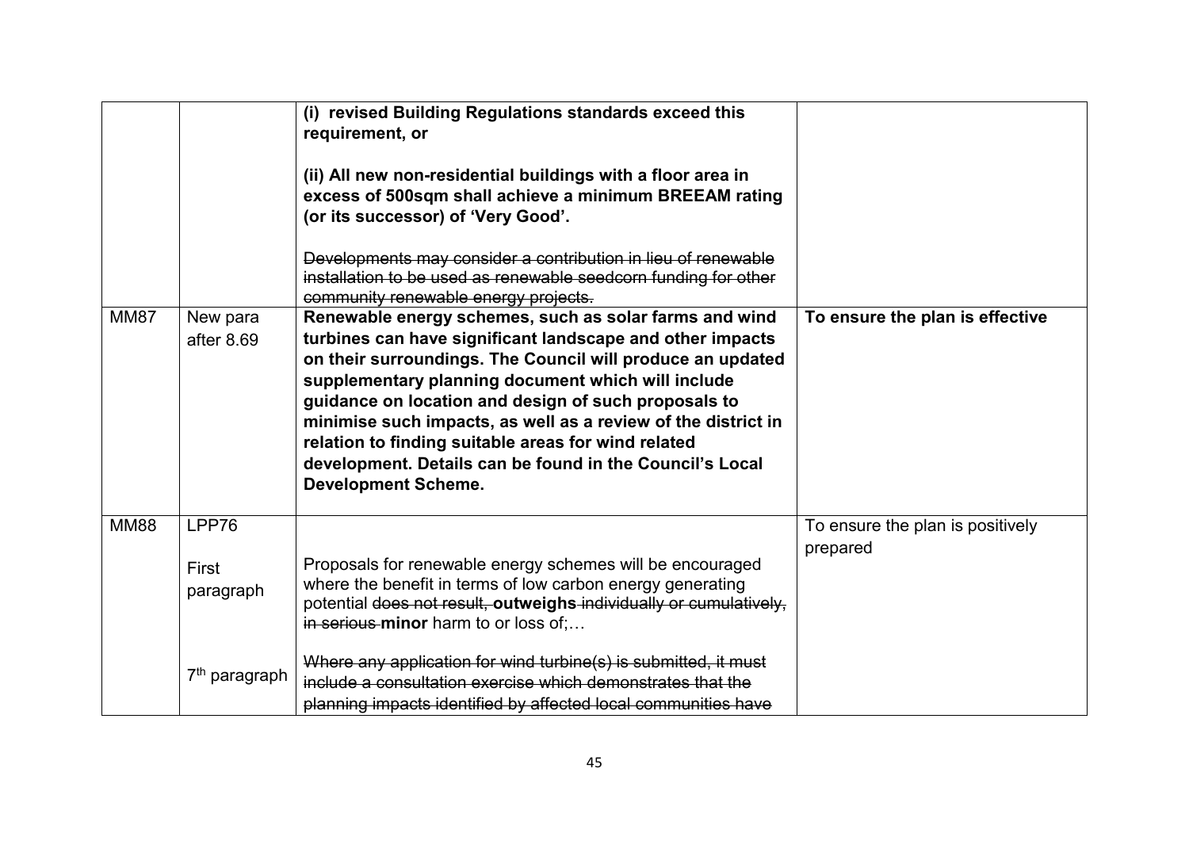| | | | |
|---|---|---|---|
| | | **(i) revised Building Regulations standards exceed this requirement, or**<br><br>**(ii) All new non-residential buildings with a floor area in excess of 500sqm shall achieve a minimum BREEAM rating (or its successor) of 'Very Good'.**<br><br>~~Developments may consider a contribution in lieu of renewable installation to be used as renewable seedcorn funding for other community renewable energy projects.~~ | |
| MM87 | New para after 8.69 | **Renewable energy schemes, such as solar farms and wind turbines can have significant landscape and other impacts on their surroundings. The Council will produce an updated supplementary planning document which will include guidance on location and design of such proposals to minimise such impacts, as well as a review of the district in relation to finding suitable areas for wind related development. Details can be found in the Council's Local Development Scheme.** | **To ensure the plan is effective** |
| MM88 | LPP76<br><br>First paragraph<br><br><br><br>7th paragraph | Proposals for renewable energy schemes will be encouraged where the benefit in terms of low carbon energy generating potential ~~does not result,~~ **outweighs** ~~individually or cumulatively, in serious~~ **minor** harm to or loss of;…<br><br>~~Where any application for wind turbine(s) is submitted, it must include a consultation exercise which demonstrates that the planning impacts identified by affected local communities have~~ | To ensure the plan is positively prepared |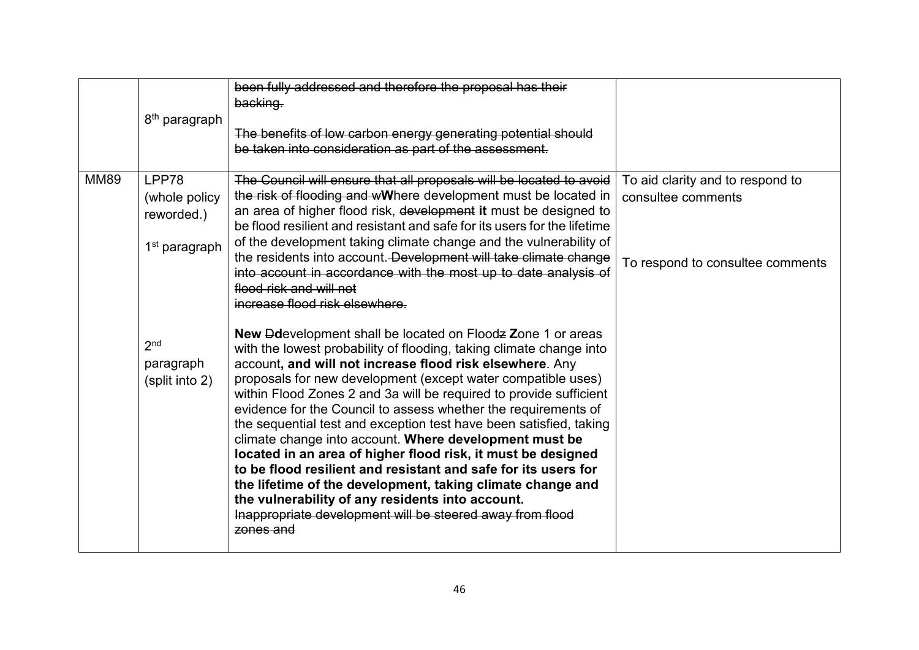| | | | |
|---|---|---|---|
| | 8th paragraph | ~~been fully addressed and therefore the proposal has their backing.~~<br><br>~~The benefits of low carbon energy generating potential should be taken into consideration as part of the assessment.~~ | |
| MM89 | LPP78 (whole policy reworded.)<br><br>1st paragraph<br><br><br><br><br><br>2nd paragraph (split into 2) | ~~The Council will ensure that all proposals will be located to avoid the risk of flooding and w~~**W**here development must be located in an area of higher flood risk, ~~development~~ **it** must be designed to be flood resilient and resistant and safe for its users for the lifetime of the development taking climate change and the vulnerability of the residents into account. ~~Development will take climate change into account in accordance with the most up to date analysis of flood risk and will not increase flood risk elsewhere.~~<br><br>**New** ~~D~~**d**evelopment shall be located on Flood~~z~~ **Z**one 1 or areas with the lowest probability of flooding, taking climate change into account**, and will not increase flood risk elsewhere**. Any proposals for new development (except water compatible uses) within Flood Zones 2 and 3a will be required to provide sufficient evidence for the Council to assess whether the requirements of the sequential test and exception test have been satisfied, taking climate change into account. **Where development must be located in an area of higher flood risk, it must be designed to be flood resilient and resistant and safe for its users for the lifetime of the development, taking climate change and the vulnerability of any residents into account.**<br>~~Inappropriate development will be steered away from flood zones and~~ | To aid clarity and to respond to consultee comments<br><br><br><br>To respond to consultee comments |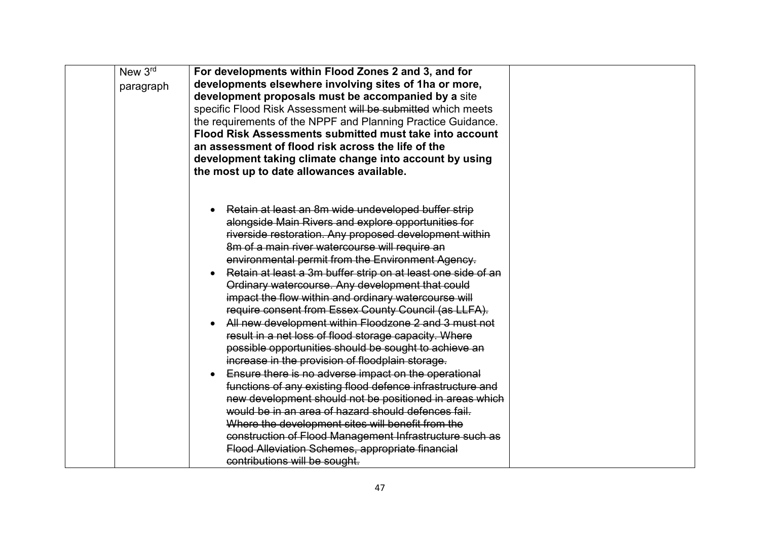| | | | |
|---|---|---|---|
| | New 3rd paragraph | **For developments within Flood Zones 2 and 3, and for developments elsewhere involving sites of 1ha or more, development proposals must be accompanied by a** site specific Flood Risk Assessment ~~will be submitted~~ which meets the requirements of the NPPF and Planning Practice Guidance. **Flood Risk Assessments submitted must take into account an assessment of flood risk across the life of the development taking climate change into account by using the most up to date allowances available.**<br><br>• ~~Retain at least an 8m wide undeveloped buffer strip alongside Main Rivers and explore opportunities for riverside restoration. Any proposed development within 8m of a main river watercourse will require an environmental permit from the Environment Agency.~~<br>• ~~Retain at least a 3m buffer strip on at least one side of an Ordinary watercourse. Any development that could impact the flow within and ordinary watercourse will require consent from Essex County Council (as LLFA).~~<br>• ~~All new development within Floodzone 2 and 3 must not result in a net loss of flood storage capacity. Where possible opportunities should be sought to achieve an increase in the provision of floodplain storage.~~<br>• ~~Ensure there is no adverse impact on the operational functions of any existing flood defence infrastructure and new development should not be positioned in areas which would be in an area of hazard should defences fail. Where the development sites will benefit from the construction of Flood Management Infrastructure such as Flood Alleviation Schemes, appropriate financial contributions will be sought.~~ | |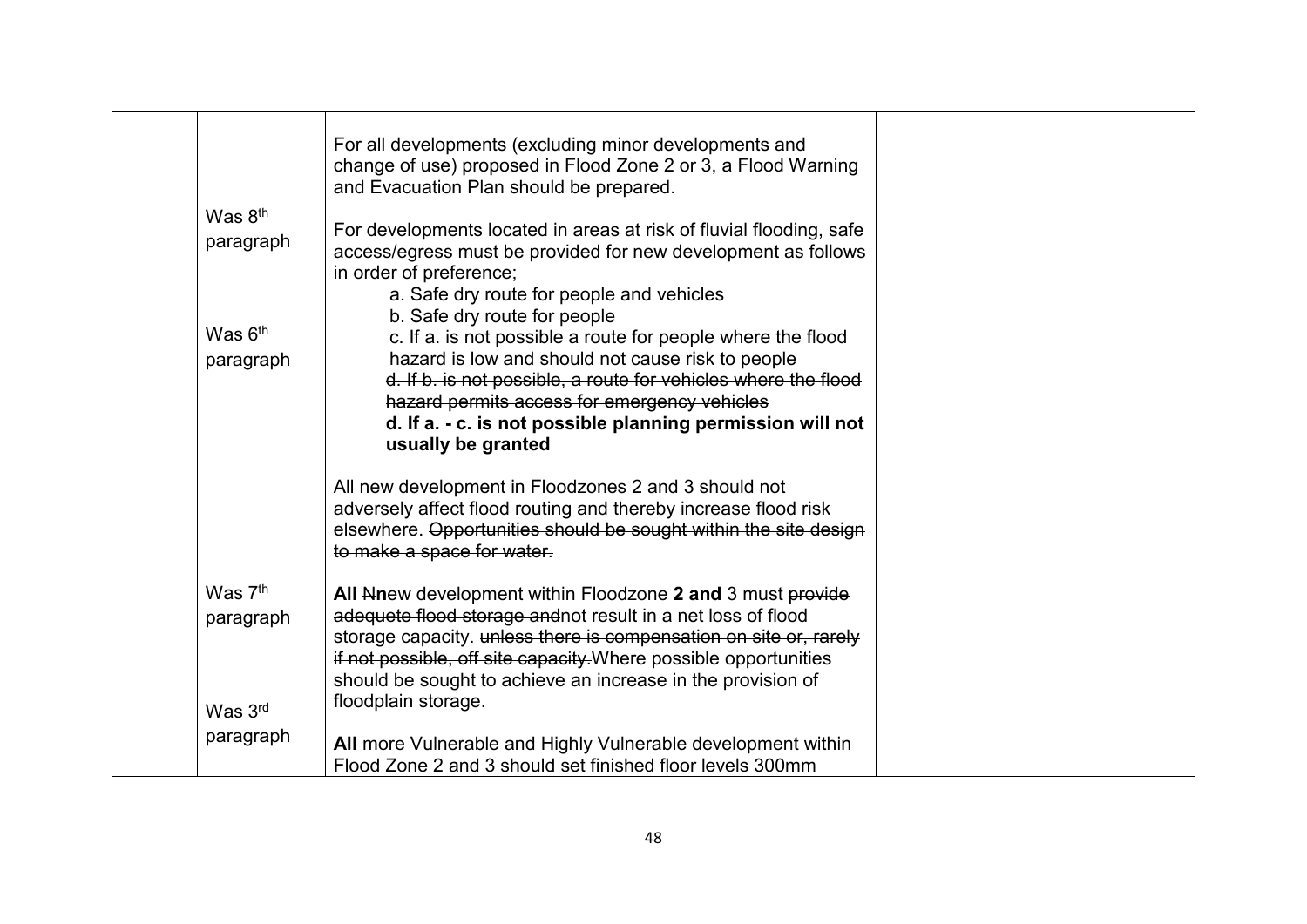| | | | |
|---|---|---|---|
| | Was 8th paragraph<br><br>Was 6th paragraph<br><br><br><br><br><br><br><br><br><br><br>Was 7th paragraph<br><br><br><br>Was 3rd paragraph | For all developments (excluding minor developments and change of use) proposed in Flood Zone 2 or 3, a Flood Warning and Evacuation Plan should be prepared.<br><br>For developments located in areas at risk of fluvial flooding, safe access/egress must be provided for new development as follows in order of preference;<br>a. Safe dry route for people and vehicles<br>b. Safe dry route for people<br>c. If a. is not possible a route for people where the flood hazard is low and should not cause risk to people<br>~~d. If b. is not possible, a route for vehicles where the flood hazard permits access for emergency vehicles~~<br>**d. If a. - c. is not possible planning permission will not usually be granted**<br><br>All new development in Floodzones 2 and 3 should not adversely affect flood routing and thereby increase flood risk elsewhere. ~~Opportunities should be sought within the site design to make a space for water.~~<br><br>**All** ~~N~~**n**ew development within Floodzone **2 and** 3 must ~~provide adequete flood storage and~~not result in a net loss of flood storage capacity. ~~unless there is compensation on site or, rarely if not possible, off site capacity.~~Where possible opportunities should be sought to achieve an increase in the provision of floodplain storage.<br><br>**All** more Vulnerable and Highly Vulnerable development within Flood Zone 2 and 3 should set finished floor levels 300mm | |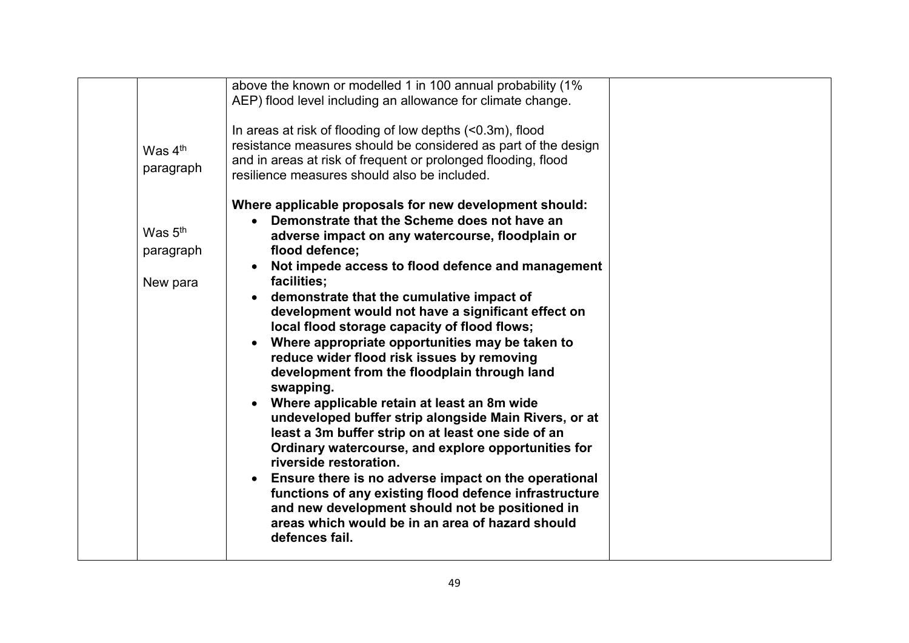| | | | |
|---|---|---|---|
| | Was 4th paragraph<br><br>Was 5th paragraph<br><br>New para | above the known or modelled 1 in 100 annual probability (1% AEP) flood level including an allowance for climate change.<br><br>In areas at risk of flooding of low depths (<0.3m), flood resistance measures should be considered as part of the design and in areas at risk of frequent or prolonged flooding, flood resilience measures should also be included.<br><br>**Where applicable proposals for new development should:**<br>• **Demonstrate that the Scheme does not have an adverse impact on any watercourse, floodplain or flood defence;**<br>• **Not impede access to flood defence and management facilities;**<br>• **demonstrate that the cumulative impact of development would not have a significant effect on local flood storage capacity of flood flows;**<br>• **Where appropriate opportunities may be taken to reduce wider flood risk issues by removing development from the floodplain through land swapping.**<br>• **Where applicable retain at least an 8m wide undeveloped buffer strip alongside Main Rivers, or at least a 3m buffer strip on at least one side of an Ordinary watercourse, and explore opportunities for riverside restoration.**<br>• **Ensure there is no adverse impact on the operational functions of any existing flood defence infrastructure and new development should not be positioned in areas which would be in an area of hazard should defences fail.** | |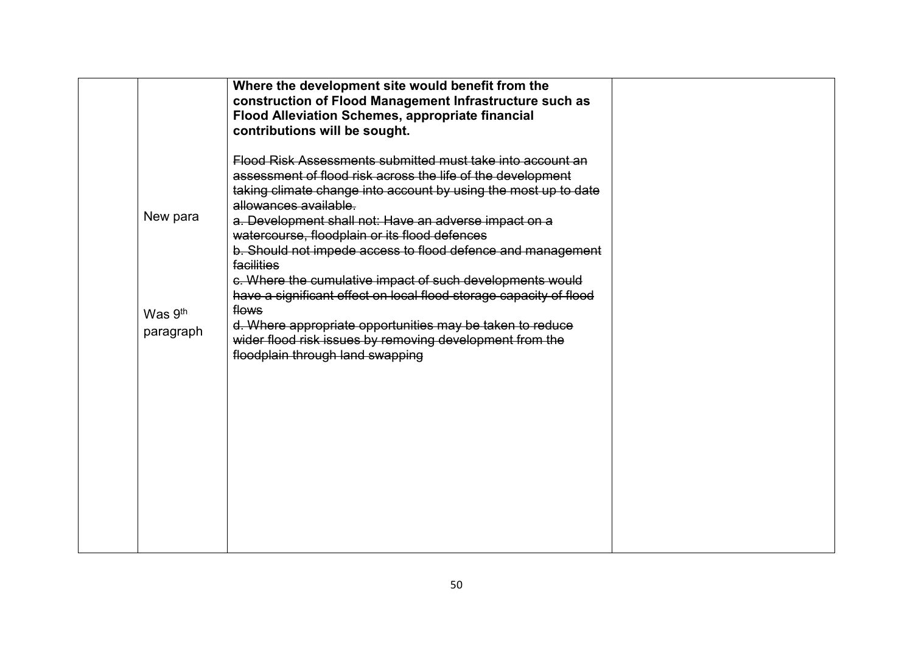| | | | |
|---|---|---|---|
| | New para<br><br>Was 9th paragraph | **Where the development site would benefit from the construction of Flood Management Infrastructure such as Flood Alleviation Schemes, appropriate financial contributions will be sought.**<br><br>~~Flood Risk Assessments submitted must take into account an assessment of flood risk across the life of the development taking climate change into account by using the most up to date allowances available.~~<br>~~a. Development shall not: Have an adverse impact on a watercourse, floodplain or its flood defences~~<br>~~b. Should not impede access to flood defence and management facilities~~<br>~~c. Where the cumulative impact of such developments would have a significant effect on local flood storage capacity of flood flows~~<br>~~d. Where appropriate opportunities may be taken to reduce wider flood risk issues by removing development from the floodplain through land swapping~~ | |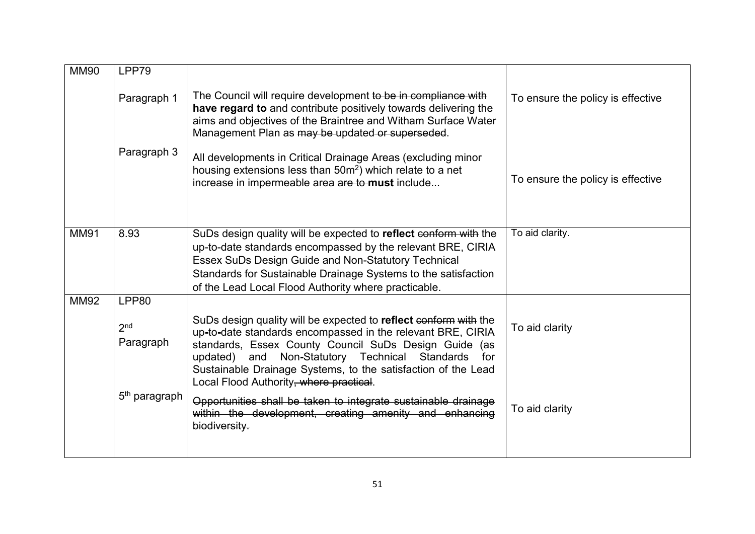| MM90 | LPP79 | | |
|---|---|---|---|
| | Paragraph 1 | The Council will require development ~~to be in compliance with~~ **have regard to** and contribute positively towards delivering the aims and objectives of the Braintree and Witham Surface Water Management Plan as ~~may be~~ updated ~~or superseded~~. | To ensure the policy is effective |
| | Paragraph 3 | All developments in Critical Drainage Areas (excluding minor housing extensions less than 50m$^2$) which relate to a net increase in impermeable area ~~are to~~ **must** include... | To ensure the policy is effective |
| MM91 | 8.93 | SuDs design quality will be expected to **reflect** ~~conform with~~ the up-to-date standards encompassed by the relevant BRE, CIRIA Essex SuDs Design Guide and Non-Statutory Technical Standards for Sustainable Drainage Systems to the satisfaction of the Lead Local Flood Authority where practicable. | To aid clarity. |
| MM92 | LPP80 | | |
| | 2nd Paragraph | SuDs design quality will be expected to **reflect** ~~conform with~~ the up-to-date standards encompassed in the relevant BRE, CIRIA standards, Essex County Council SuDs Design Guide (as updated) and Non-Statutory Technical Standards for Sustainable Drainage Systems, to the satisfaction of the Lead Local Flood Authority~~, where practical~~. | To aid clarity |
| | 5th paragraph | ~~Opportunities shall be taken to integrate sustainable drainage within the development, creating amenity and enhancing biodiversity.~~ | To aid clarity |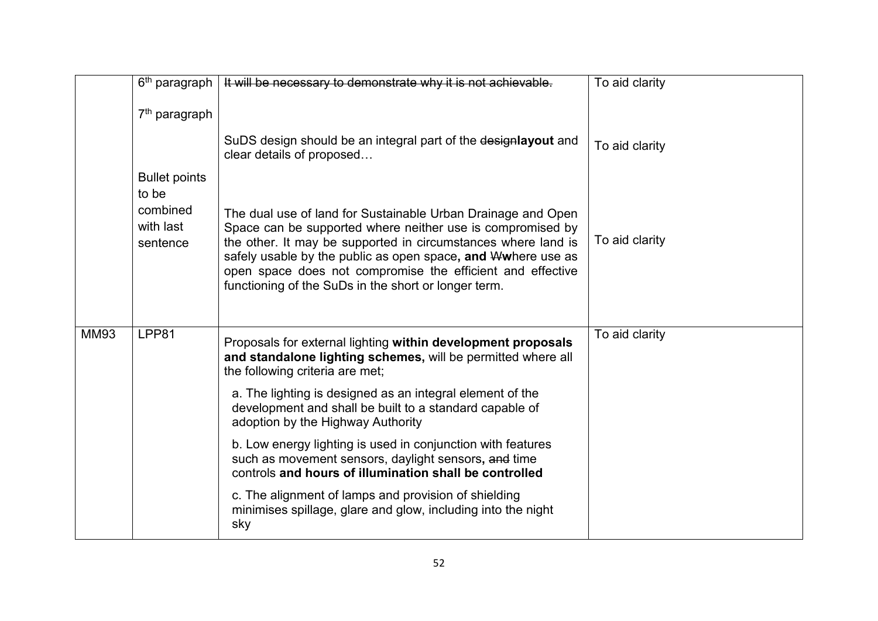| | | | |
|---|---|---|---|
| | 6th paragraph<br><br>7th paragraph<br><br><br>Bullet points to be combined with last sentence | ~~It will be necessary to demonstrate why it is not achievable.~~<br><br>SuDS design should be an integral part of the ~~design~~**layout** and clear details of proposed…<br><br>The dual use of land for Sustainable Urban Drainage and Open Space can be supported where neither use is compromised by the other. It may be supported in circumstances where land is safely usable by the public as open space**, and** ~~W~~**w**here use as open space does not compromise the efficient and effective functioning of the SuDs in the short or longer term. | To aid clarity<br><br>To aid clarity<br><br><br>To aid clarity |
| MM93 | LPP81 | Proposals for external lighting **within development proposals and standalone lighting schemes,** will be permitted where all the following criteria are met;<br><br>a. The lighting is designed as an integral element of the development and shall be built to a standard capable of adoption by the Highway Authority<br><br>b. Low energy lighting is used in conjunction with features such as movement sensors, daylight sensors**,** ~~and~~ time controls **and hours of illumination shall be controlled**<br><br>c. The alignment of lamps and provision of shielding minimises spillage, glare and glow, including into the night sky | To aid clarity |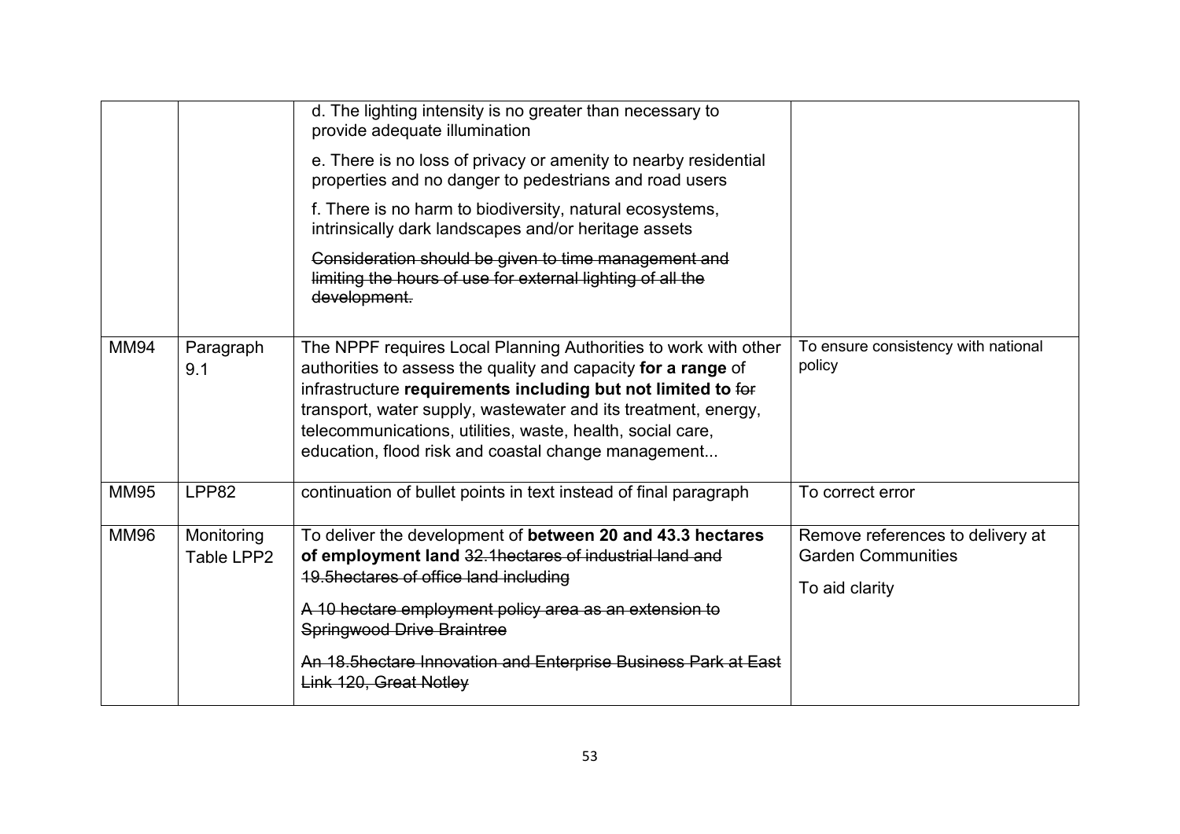| | | | |
|---|---|---|---|
| | | d. The lighting intensity is no greater than necessary to provide adequate illumination<br><br>e. There is no loss of privacy or amenity to nearby residential properties and no danger to pedestrians and road users<br><br>f. There is no harm to biodiversity, natural ecosystems, intrinsically dark landscapes and/or heritage assets<br><br>~~Consideration should be given to time management and limiting the hours of use for external lighting of all the development.~~ | |
| MM94 | Paragraph 9.1 | The NPPF requires Local Planning Authorities to work with other authorities to assess the quality and capacity **for a range** of infrastructure **requirements including but not limited to** ~~for~~ transport, water supply, wastewater and its treatment, energy, telecommunications, utilities, waste, health, social care, education, flood risk and coastal change management... | To ensure consistency with national policy |
| MM95 | LPP82 | continuation of bullet points in text instead of final paragraph | To correct error |
| MM96 | Monitoring Table LPP2 | To deliver the development of **between 20 and 43.3 hectares of employment land** ~~32.1hectares of industrial land and 19.5hectares of office land including~~<br><br>~~A 10 hectare employment policy area as an extension to Springwood Drive Braintree~~<br><br>~~An 18.5hectare Innovation and Enterprise Business Park at East Link 120, Great Notley~~ | Remove references to delivery at Garden Communities<br><br>To aid clarity |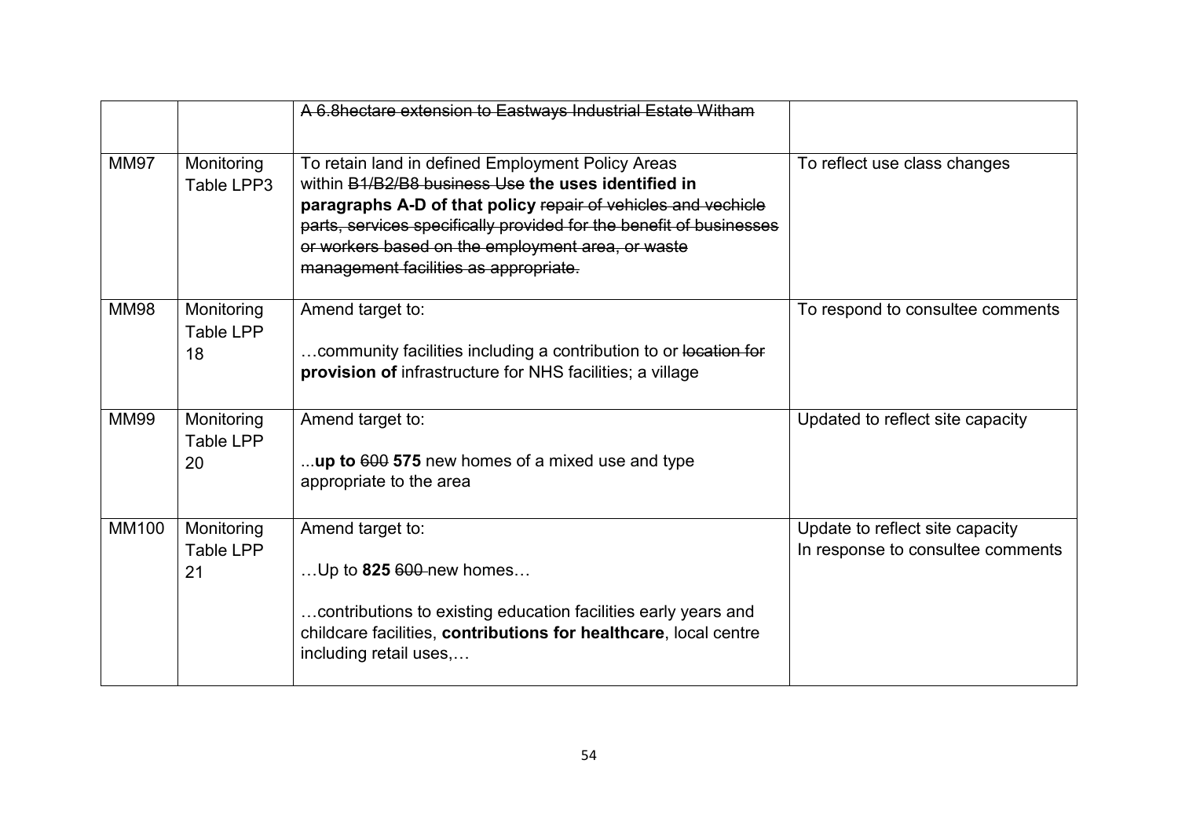| | | | |
|---|---|---|---|
| | | ~~A 6.8hectare extension to Eastways Industrial Estate Witham~~ | |
| MM97 | Monitoring Table LPP3 | To retain land in defined Employment Policy Areas within ~~B1/B2/B8 business Use~~ **the uses identified in paragraphs A-D of that policy** ~~repair of vehicles and vechicle parts, services specifically provided for the benefit of businesses or workers based on the employment area, or waste management facilities as appropriate.~~ | To reflect use class changes |
| MM98 | Monitoring Table LPP 18 | Amend target to:<br><br>…community facilities including a contribution to or ~~location for~~ **provision of** infrastructure for NHS facilities; a village | To respond to consultee comments |
| MM99 | Monitoring Table LPP 20 | Amend target to:<br><br>...**up to** ~~600~~ **575** new homes of a mixed use and type appropriate to the area | Updated to reflect site capacity |
| MM100 | Monitoring Table LPP 21 | Amend target to:<br><br>…Up to **825** ~~600~~ new homes…<br><br>…contributions to existing education facilities early years and childcare facilities, **contributions for healthcare**, local centre including retail uses,… | Update to reflect site capacity<br>In response to consultee comments |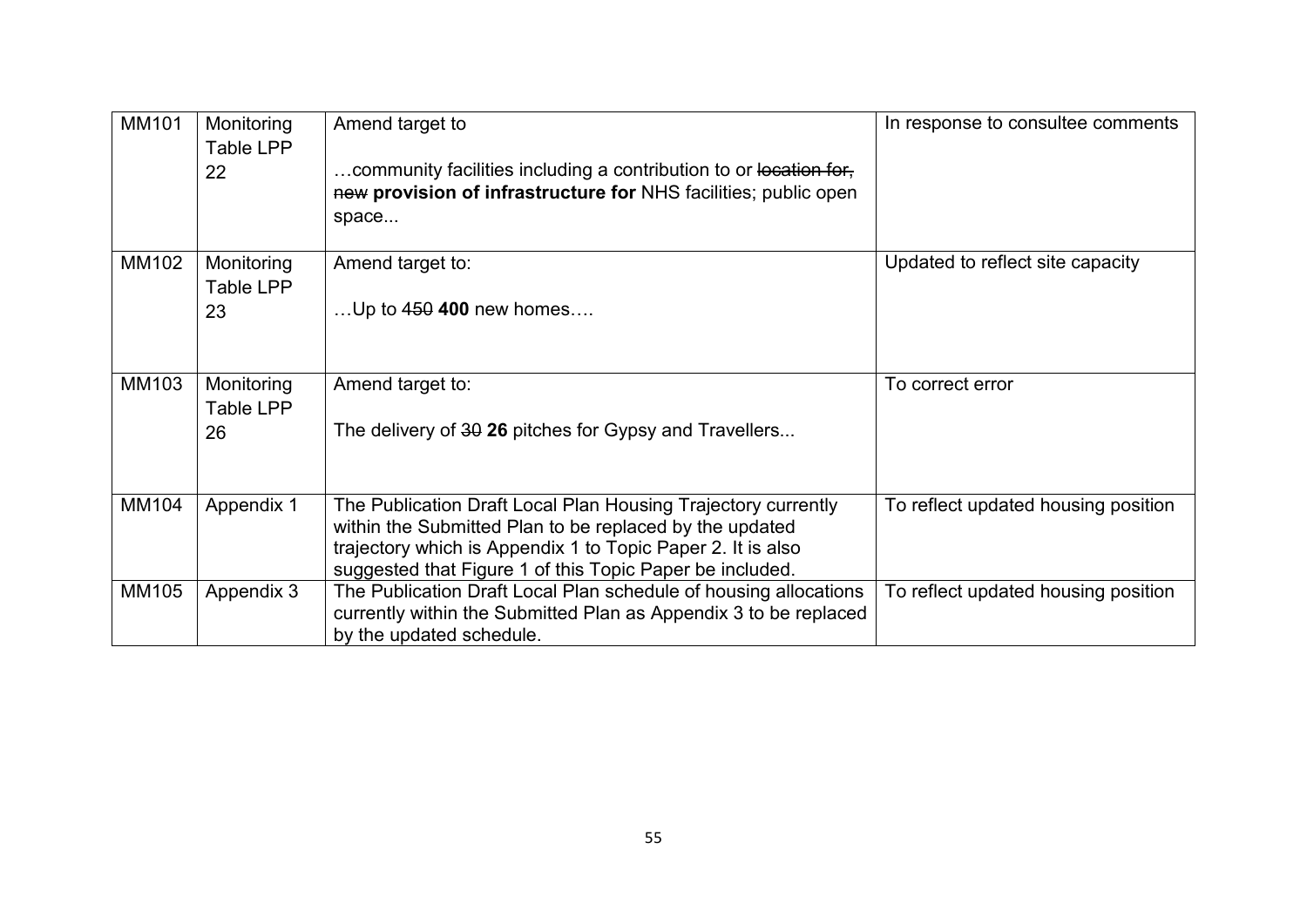| | | | |
|---|---|---|---|
| MM101 | Monitoring Table LPP 22 | Amend target to<br><br>…community facilities including a contribution to or ~~location for, new~~ **provision of infrastructure for** NHS facilities; public open space... | In response to consultee comments |
| MM102 | Monitoring Table LPP 23 | Amend target to:<br><br>…Up to ~~450~~ **400** new homes…. | Updated to reflect site capacity |
| MM103 | Monitoring Table LPP 26 | Amend target to:<br><br>The delivery of ~~30~~ **26** pitches for Gypsy and Travellers... | To correct error |
| MM104 | Appendix 1 | The Publication Draft Local Plan Housing Trajectory currently within the Submitted Plan to be replaced by the updated trajectory which is Appendix 1 to Topic Paper 2. It is also suggested that Figure 1 of this Topic Paper be included. | To reflect updated housing position |
| MM105 | Appendix 3 | The Publication Draft Local Plan schedule of housing allocations currently within the Submitted Plan as Appendix 3 to be replaced by the updated schedule. | To reflect updated housing position |